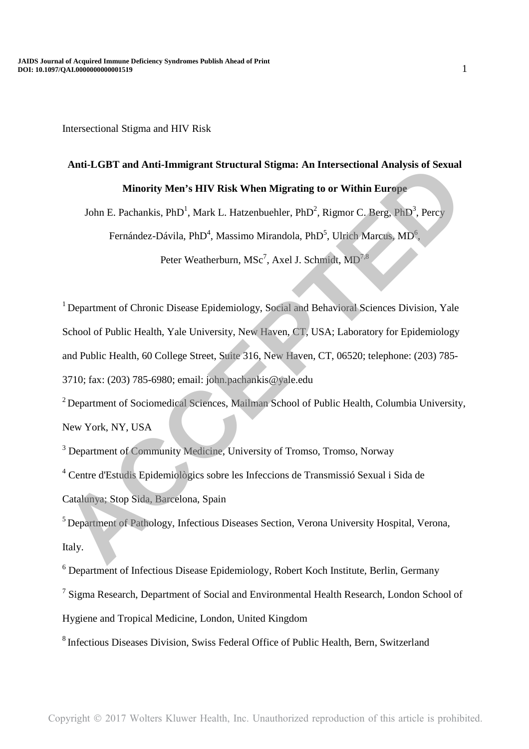Intersectional Stigma and HIV Risk

# Anti-LGBT and Anti-Immigrant Structural Stigma: An Intersectional Analysis of Sexual Minority Men's HIV Risk When Migrating to or Within Europe

John E. Pachankis, PhD[1], Mark L. Hatzenbuehler, PhD[2], Rigmor C. Berg, PhD[3], Percy Fernández-Dávila, PhD[4], Massimo Mirandola, PhD[5], Ulrich Marcus, MD[6], Peter Weatherburn, MSc[7], Axel J. Schmidt, MD[7,8]

[1] Department of Chronic Disease Epidemiology, Social and Behavioral Sciences Division, Yale School of Public Health, Yale University, New Haven, CT, USA; Laboratory for Epidemiology and Public Health, 60 College Street, Suite 316, New Haven, CT, 06520; telephone: (203) 785-3710; fax: (203) 785-6980; email: john.pachankis@yale.edu

[2] Department of Sociomedical Sciences, Mailman School of Public Health, Columbia University, New York, NY, USA

[3] Department of Community Medicine, University of Tromso, Tromso, Norway

[4] Centre d'Estudis Epidemiològics sobre les Infeccions de Transmissió Sexual i Sida de Catalunya; Stop Sida, Barcelona, Spain

[5] Department of Pathology, Infectious Diseases Section, Verona University Hospital, Verona, Italy.

[6] Department of Infectious Disease Epidemiology, Robert Koch Institute, Berlin, Germany

[7] Sigma Research, Department of Social and Environmental Health Research, London School of Hygiene and Tropical Medicine, London, United Kingdom

[8] Infectious Diseases Division, Swiss Federal Office of Public Health, Bern, Switzerland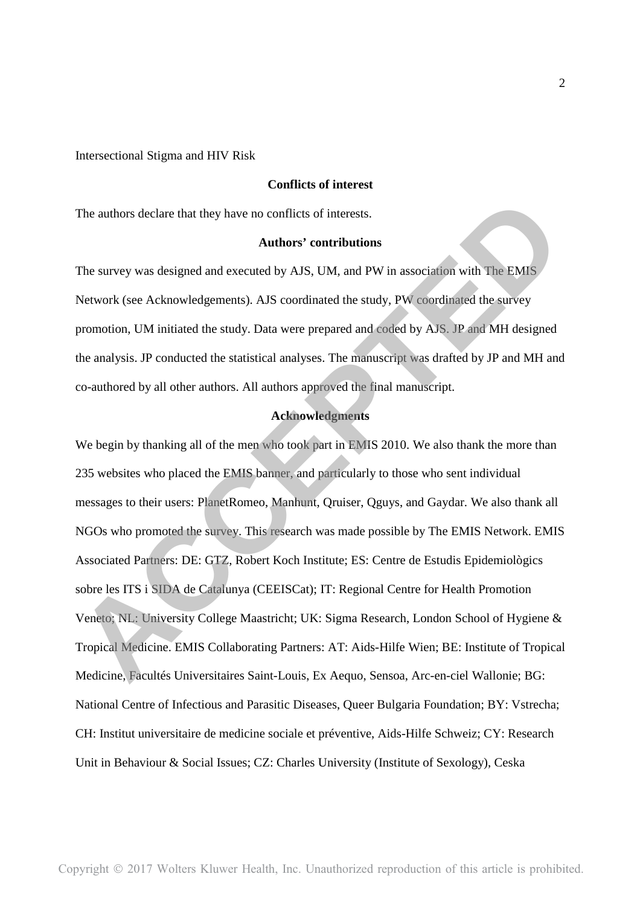Intersectional Stigma and HIV Risk

**Conflicts of interest**

The authors declare that they have no conflicts of interests.

**Authors' contributions**

The survey was designed and executed by AJS, UM, and PW in association with The EMIS Network (see Acknowledgements). AJS coordinated the study, PW coordinated the survey promotion, UM initiated the study. Data were prepared and coded by AJS. JP and MH designed the analysis. JP conducted the statistical analyses. The manuscript was drafted by JP and MH and co-authored by all other authors. All authors approved the final manuscript.

**Acknowledgments**

We begin by thanking all of the men who took part in EMIS 2010. We also thank the more than 235 websites who placed the EMIS banner, and particularly to those who sent individual messages to their users: PlanetRomeo, Manhunt, Qruiser, Qguys, and Gaydar. We also thank all NGOs who promoted the survey. This research was made possible by The EMIS Network. EMIS Associated Partners: DE: GTZ, Robert Koch Institute; ES: Centre de Estudis Epidemiològics sobre les ITS i SIDA de Catalunya (CEEISCat); IT: Regional Centre for Health Promotion Veneto; NL: University College Maastricht; UK: Sigma Research, London School of Hygiene & Tropical Medicine. EMIS Collaborating Partners: AT: Aids-Hilfe Wien; BE: Institute of Tropical Medicine, Facultés Universitaires Saint-Louis, Ex Aequo, Sensoa, Arc-en-ciel Wallonie; BG: National Centre of Infectious and Parasitic Diseases, Queer Bulgaria Foundation; BY: Vstrecha; CH: Institut universitaire de medicine sociale et préventive, Aids-Hilfe Schweiz; CY: Research Unit in Behaviour & Social Issues; CZ: Charles University (Institute of Sexology), Ceska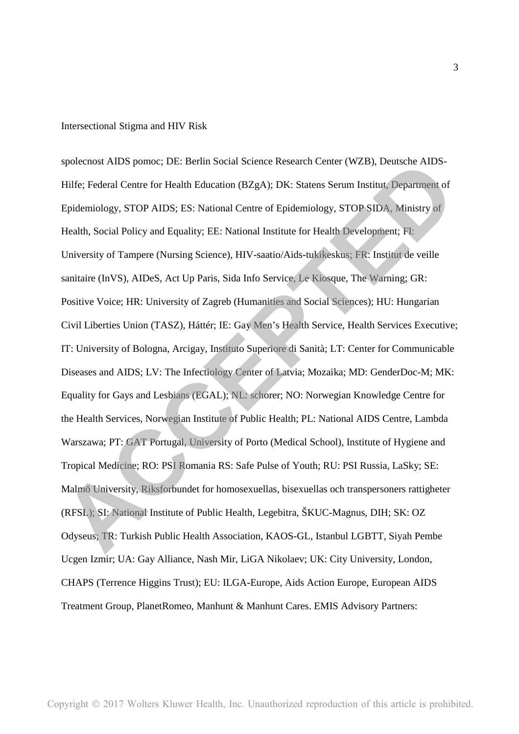spolecnost AIDS pomoc; DE: Berlin Social Science Research Center (WZB), Deutsche AIDS-Hilfe; Federal Centre for Health Education (BZgA); DK: Statens Serum Institut, Department of Epidemiology, STOP AIDS; ES: National Centre of Epidemiology, STOP SIDA, Ministry of Health, Social Policy and Equality; EE: National Institute for Health Development; FI: University of Tampere (Nursing Science), HIV-saatio/Aids-tukikeskus; FR: Institut de veille sanitaire (InVS), AIDeS, Act Up Paris, Sida Info Service, Le Kiosque, The Warning; GR: Positive Voice; HR: University of Zagreb (Humanities and Social Sciences); HU: Hungarian Civil Liberties Union (TASZ), Háttér; IE: Gay Men's Health Service, Health Services Executive; IT: University of Bologna, Arcigay, Instituto Superiore di Sanità; LT: Center for Communicable Diseases and AIDS; LV: The Infectiology Center of Latvia; Mozaika; MD: GenderDoc-M; MK: Equality for Gays and Lesbians (EGAL); NL: schorer; NO: Norwegian Knowledge Centre for the Health Services, Norwegian Institute of Public Health; PL: National AIDS Centre, Lambda Warszawa; PT: GAT Portugal, University of Porto (Medical School), Institute of Hygiene and Tropical Medicine; RO: PSI Romania RS: Safe Pulse of Youth; RU: PSI Russia, LaSky; SE: Malmö University, Riksforbundet for homosexuellas, bisexuellas och transpersoners rattigheter (RFSL); SI: National Institute of Public Health, Legebitra, ŠKUC-Magnus, DIH; SK: OZ Odyseus; TR: Turkish Public Health Association, KAOS-GL, Istanbul LGBTT, Siyah Pembe Ucgen Izmir; UA: Gay Alliance, Nash Mir, LiGA Nikolaev; UK: City University, London, CHAPS (Terrence Higgins Trust); EU: ILGA-Europe, Aids Action Europe, European AIDS Treatment Group, PlanetRomeo, Manhunt & Manhunt Cares. EMIS Advisory Partners: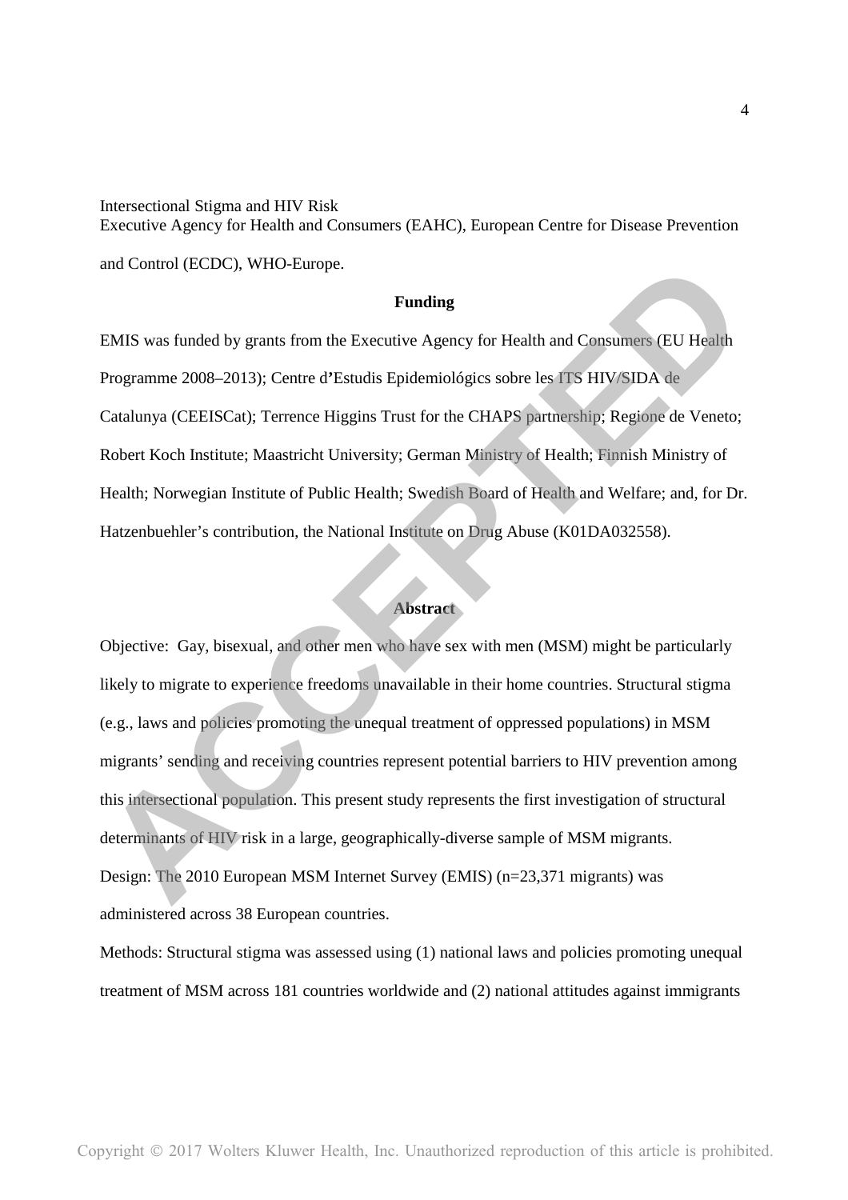Executive Agency for Health and Consumers (EAHC), European Centre for Disease Prevention and Control (ECDC), WHO-Europe.

## Funding

EMIS was funded by grants from the Executive Agency for Health and Consumers (EU Health Programme 2008–2013); Centre d'Estudis Epidemiológics sobre les ITS HIV/SIDA de Catalunya (CEEISCat); Terrence Higgins Trust for the CHAPS partnership; Regione de Veneto; Robert Koch Institute; Maastricht University; German Ministry of Health; Finnish Ministry of Health; Norwegian Institute of Public Health; Swedish Board of Health and Welfare; and, for Dr. Hatzenbuehler's contribution, the National Institute on Drug Abuse (K01DA032558).

## Abstract

Objective: Gay, bisexual, and other men who have sex with men (MSM) might be particularly likely to migrate to experience freedoms unavailable in their home countries. Structural stigma (e.g., laws and policies promoting the unequal treatment of oppressed populations) in MSM migrants' sending and receiving countries represent potential barriers to HIV prevention among this intersectional population. This present study represents the first investigation of structural determinants of HIV risk in a large, geographically-diverse sample of MSM migrants.

Design: The 2010 European MSM Internet Survey (EMIS) (n=23,371 migrants) was administered across 38 European countries.

Methods: Structural stigma was assessed using (1) national laws and policies promoting unequal treatment of MSM across 181 countries worldwide and (2) national attitudes against immigrants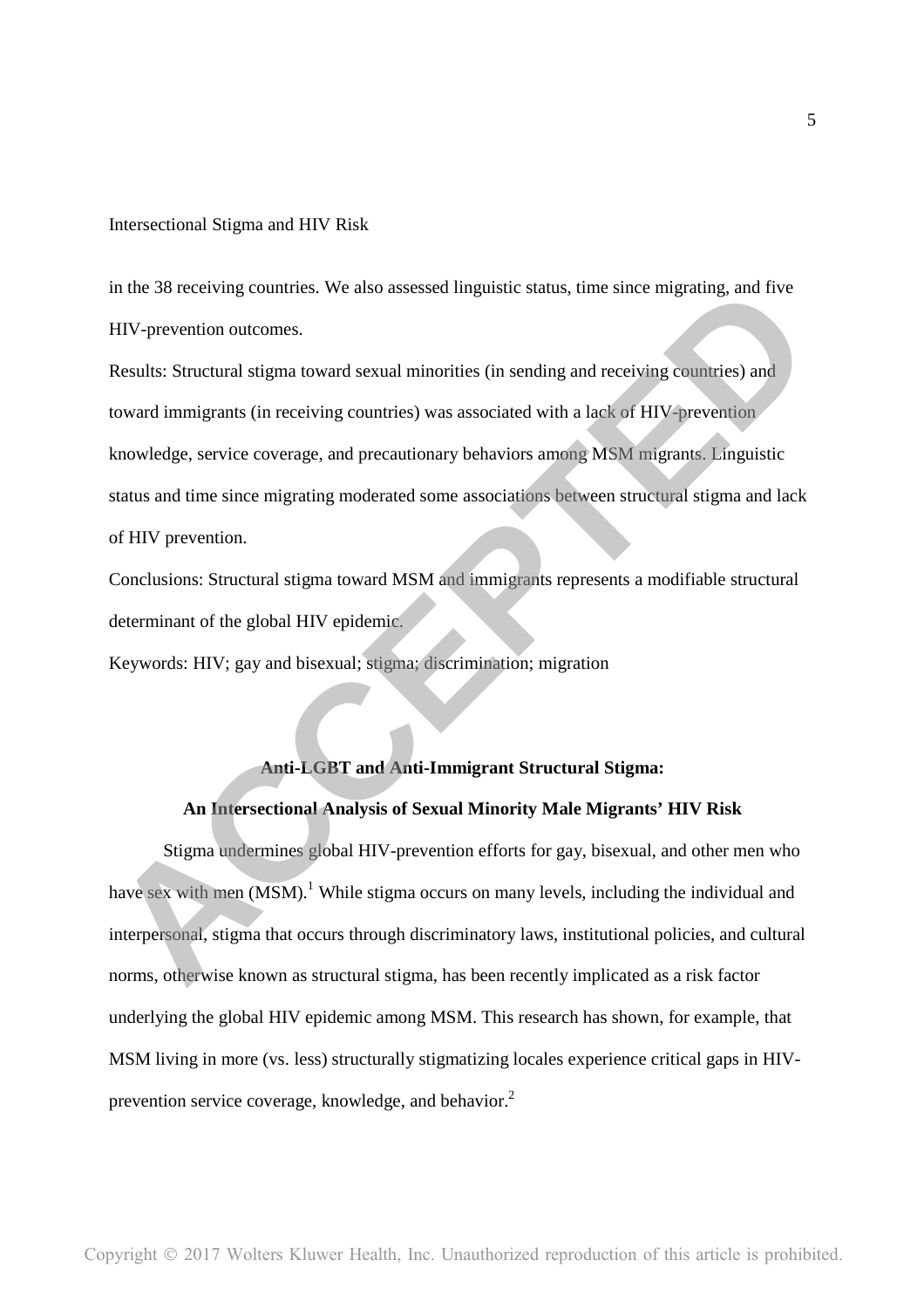in the 38 receiving countries. We also assessed linguistic status, time since migrating, and five HIV-prevention outcomes.

Results: Structural stigma toward sexual minorities (in sending and receiving countries) and toward immigrants (in receiving countries) was associated with a lack of HIV-prevention knowledge, service coverage, and precautionary behaviors among MSM migrants. Linguistic status and time since migrating moderated some associations between structural stigma and lack of HIV prevention.

Conclusions: Structural stigma toward MSM and immigrants represents a modifiable structural determinant of the global HIV epidemic.

Keywords: HIV; gay and bisexual; stigma; discrimination; migration

## Anti-LGBT and Anti-Immigrant Structural Stigma: An Intersectional Analysis of Sexual Minority Male Migrants' HIV Risk

Stigma undermines global HIV-prevention efforts for gay, bisexual, and other men who have sex with men (MSM).[1] While stigma occurs on many levels, including the individual and interpersonal, stigma that occurs through discriminatory laws, institutional policies, and cultural norms, otherwise known as structural stigma, has been recently implicated as a risk factor underlying the global HIV epidemic among MSM. This research has shown, for example, that MSM living in more (vs. less) structurally stigmatizing locales experience critical gaps in HIV-prevention service coverage, knowledge, and behavior.[2]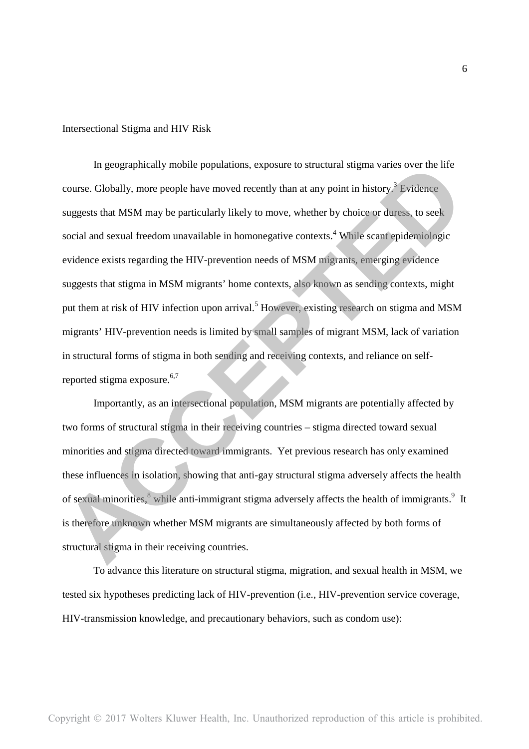## Intersectional Stigma and HIV Risk

In geographically mobile populations, exposure to structural stigma varies over the life course. Globally, more people have moved recently than at any point in history.[3] Evidence suggests that MSM may be particularly likely to move, whether by choice or duress, to seek social and sexual freedom unavailable in homonegative contexts.[4] While scant epidemiologic evidence exists regarding the HIV-prevention needs of MSM migrants, emerging evidence suggests that stigma in MSM migrants' home contexts, also known as sending contexts, might put them at risk of HIV infection upon arrival.[5] However, existing research on stigma and MSM migrants' HIV-prevention needs is limited by small samples of migrant MSM, lack of variation in structural forms of stigma in both sending and receiving contexts, and reliance on self-reported stigma exposure.[6,7]

Importantly, as an intersectional population, MSM migrants are potentially affected by two forms of structural stigma in their receiving countries – stigma directed toward sexual minorities and stigma directed toward immigrants. Yet previous research has only examined these influences in isolation, showing that anti-gay structural stigma adversely affects the health of sexual minorities,[8] while anti-immigrant stigma adversely affects the health of immigrants.[9] It is therefore unknown whether MSM migrants are simultaneously affected by both forms of structural stigma in their receiving countries.

To advance this literature on structural stigma, migration, and sexual health in MSM, we tested six hypotheses predicting lack of HIV-prevention (i.e., HIV-prevention service coverage, HIV-transmission knowledge, and precautionary behaviors, such as condom use):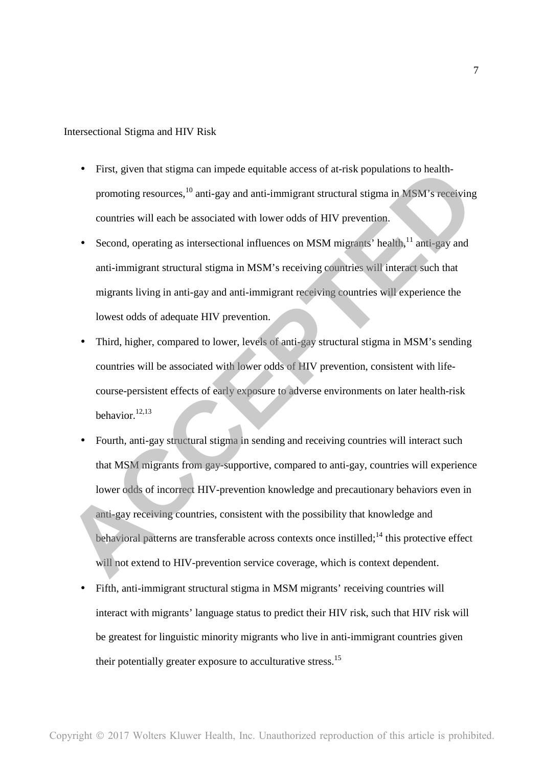Intersectional Stigma and HIV Risk

- First, given that stigma can impede equitable access of at-risk populations to health-promoting resources,[10] anti-gay and anti-immigrant structural stigma in MSM's receiving countries will each be associated with lower odds of HIV prevention.
- Second, operating as intersectional influences on MSM migrants' health,[11] anti-gay and anti-immigrant structural stigma in MSM's receiving countries will interact such that migrants living in anti-gay and anti-immigrant receiving countries will experience the lowest odds of adequate HIV prevention.
- Third, higher, compared to lower, levels of anti-gay structural stigma in MSM's sending countries will be associated with lower odds of HIV prevention, consistent with life-course-persistent effects of early exposure to adverse environments on later health-risk behavior.[12,13]
- Fourth, anti-gay structural stigma in sending and receiving countries will interact such that MSM migrants from gay-supportive, compared to anti-gay, countries will experience lower odds of incorrect HIV-prevention knowledge and precautionary behaviors even in anti-gay receiving countries, consistent with the possibility that knowledge and behavioral patterns are transferable across contexts once instilled;[14] this protective effect will not extend to HIV-prevention service coverage, which is context dependent.
- Fifth, anti-immigrant structural stigma in MSM migrants' receiving countries will interact with migrants' language status to predict their HIV risk, such that HIV risk will be greatest for linguistic minority migrants who live in anti-immigrant countries given their potentially greater exposure to acculturative stress.[15]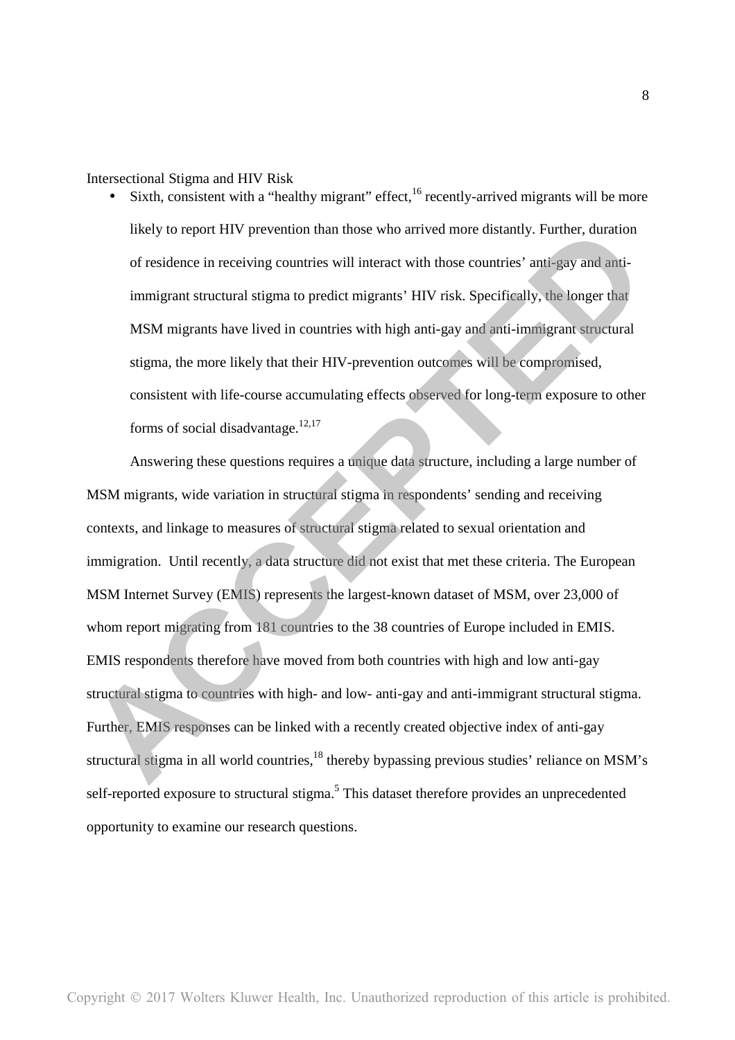Intersectional Stigma and HIV Risk

- Sixth, consistent with a "healthy migrant" effect,[16] recently-arrived migrants will be more likely to report HIV prevention than those who arrived more distantly. Further, duration of residence in receiving countries will interact with those countries' anti-gay and anti-immigrant structural stigma to predict migrants' HIV risk. Specifically, the longer that MSM migrants have lived in countries with high anti-gay and anti-immigrant structural stigma, the more likely that their HIV-prevention outcomes will be compromised, consistent with life-course accumulating effects observed for long-term exposure to other forms of social disadvantage.[12,17]

Answering these questions requires a unique data structure, including a large number of MSM migrants, wide variation in structural stigma in respondents' sending and receiving contexts, and linkage to measures of structural stigma related to sexual orientation and immigration. Until recently, a data structure did not exist that met these criteria. The European MSM Internet Survey (EMIS) represents the largest-known dataset of MSM, over 23,000 of whom report migrating from 181 countries to the 38 countries of Europe included in EMIS. EMIS respondents therefore have moved from both countries with high and low anti-gay structural stigma to countries with high- and low- anti-gay and anti-immigrant structural stigma. Further, EMIS responses can be linked with a recently created objective index of anti-gay structural stigma in all world countries,[18] thereby bypassing previous studies' reliance on MSM's self-reported exposure to structural stigma.[5] This dataset therefore provides an unprecedented opportunity to examine our research questions.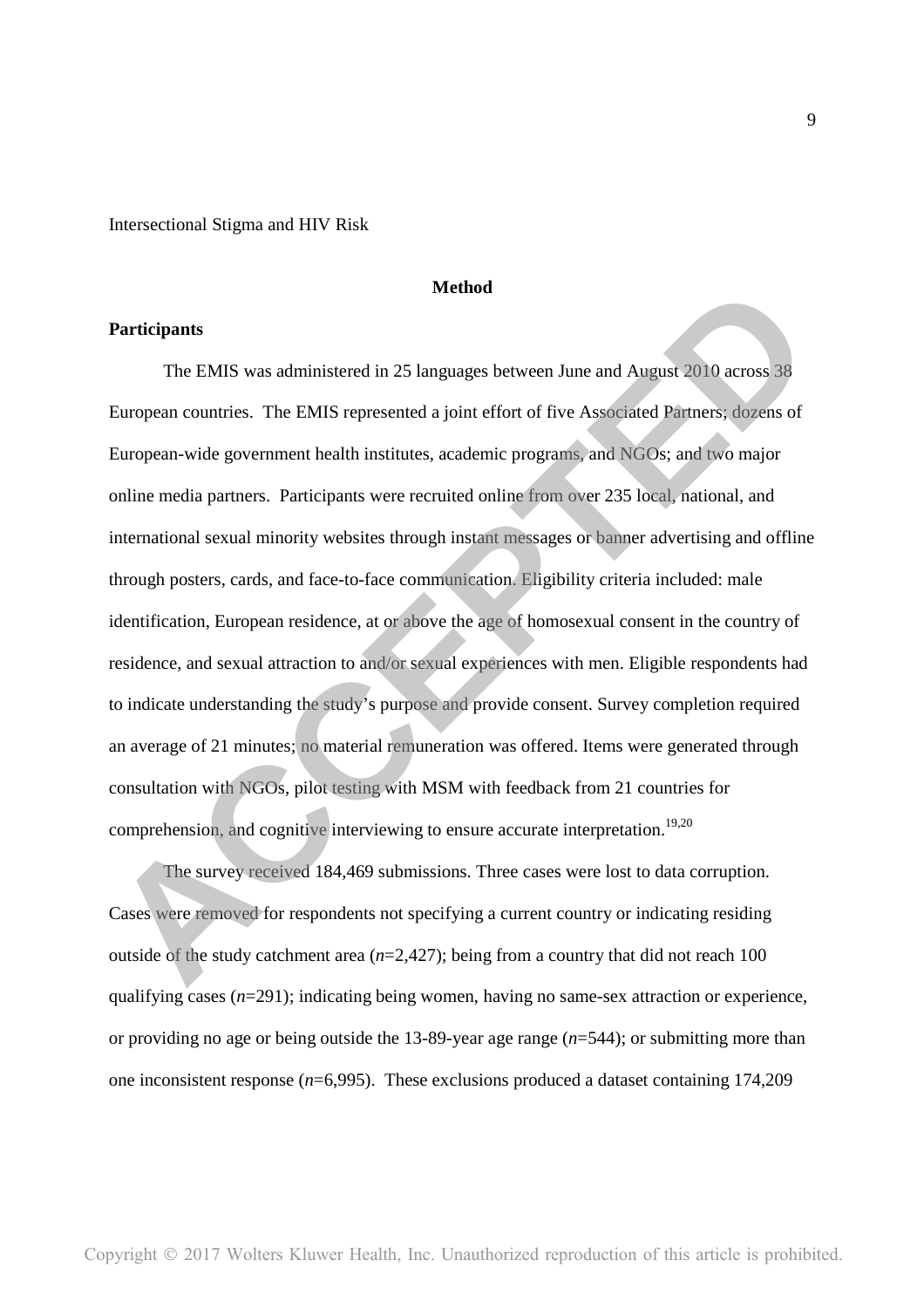## Method

### Participants

The EMIS was administered in 25 languages between June and August 2010 across 38 European countries. The EMIS represented a joint effort of five Associated Partners; dozens of European-wide government health institutes, academic programs, and NGOs; and two major online media partners. Participants were recruited online from over 235 local, national, and international sexual minority websites through instant messages or banner advertising and offline through posters, cards, and face-to-face communication. Eligibility criteria included: male identification, European residence, at or above the age of homosexual consent in the country of residence, and sexual attraction to and/or sexual experiences with men. Eligible respondents had to indicate understanding the study's purpose and provide consent. Survey completion required an average of 21 minutes; no material remuneration was offered. Items were generated through consultation with NGOs, pilot testing with MSM with feedback from 21 countries for comprehension, and cognitive interviewing to ensure accurate interpretation.[19,20]

The survey received 184,469 submissions. Three cases were lost to data corruption. Cases were removed for respondents not specifying a current country or indicating residing outside of the study catchment area (*n*=2,427); being from a country that did not reach 100 qualifying cases (*n*=291); indicating being women, having no same-sex attraction or experience, or providing no age or being outside the 13-89-year age range (*n*=544); or submitting more than one inconsistent response (*n*=6,995). These exclusions produced a dataset containing 174,209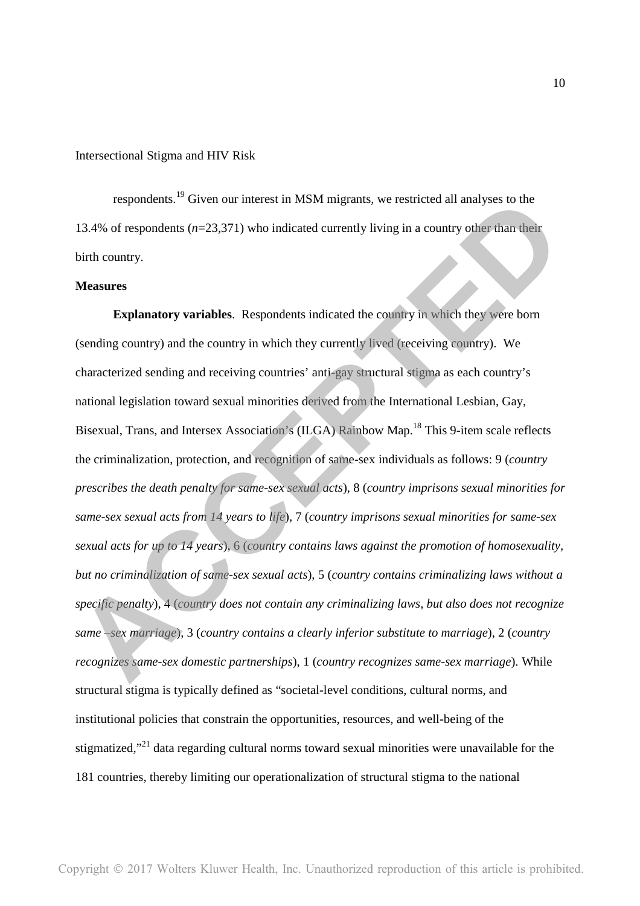respondents.[19] Given our interest in MSM migrants, we restricted all analyses to the 13.4% of respondents (*n*=23,371) who indicated currently living in a country other than their birth country.

**Measures**

**Explanatory variables**. Respondents indicated the country in which they were born (sending country) and the country in which they currently lived (receiving country). We characterized sending and receiving countries' anti-gay structural stigma as each country's national legislation toward sexual minorities derived from the International Lesbian, Gay, Bisexual, Trans, and Intersex Association's (ILGA) Rainbow Map.[18] This 9-item scale reflects the criminalization, protection, and recognition of same-sex individuals as follows: 9 (*country prescribes the death penalty for same-sex sexual acts*), 8 (*country imprisons sexual minorities for same-sex sexual acts from 14 years to life*), 7 (*country imprisons sexual minorities for same-sex sexual acts for up to 14 years*), 6 (*country contains laws against the promotion of homosexuality, but no criminalization of same-sex sexual acts*), 5 (*country contains criminalizing laws without a specific penalty*), 4 (*country does not contain any criminalizing laws, but also does not recognize same –sex marriage*), 3 (*country contains a clearly inferior substitute to marriage*), 2 (*country recognizes same-sex domestic partnerships*), 1 (*country recognizes same-sex marriage*). While structural stigma is typically defined as "societal-level conditions, cultural norms, and institutional policies that constrain the opportunities, resources, and well-being of the stigmatized,"[21] data regarding cultural norms toward sexual minorities were unavailable for the 181 countries, thereby limiting our operationalization of structural stigma to the national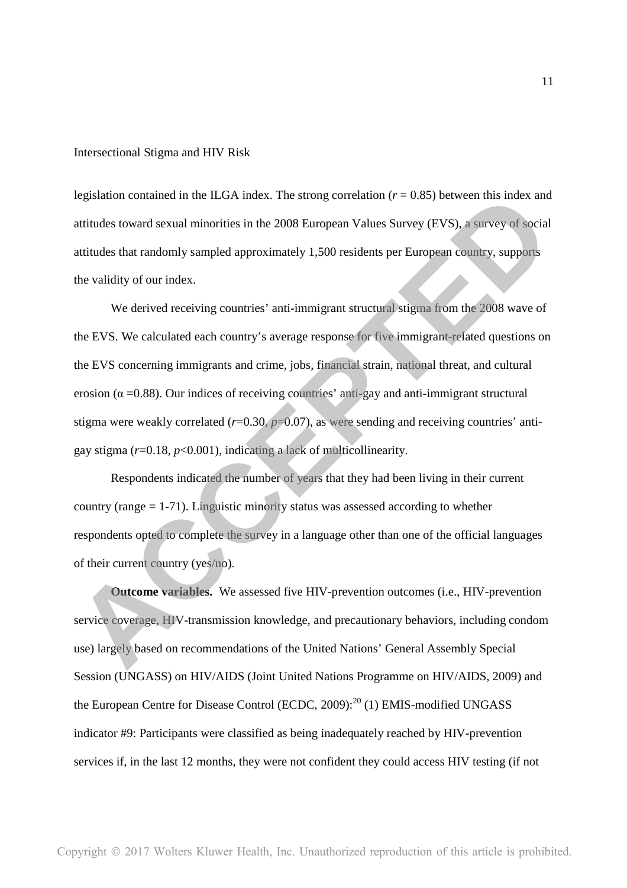legislation contained in the ILGA index. The strong correlation ($r$ = 0.85) between this index and attitudes toward sexual minorities in the 2008 European Values Survey (EVS), a survey of social attitudes that randomly sampled approximately 1,500 residents per European country, supports the validity of our index.

We derived receiving countries' anti-immigrant structural stigma from the 2008 wave of the EVS. We calculated each country's average response for five immigrant-related questions on the EVS concerning immigrants and crime, jobs, financial strain, national threat, and cultural erosion ($\alpha$ =0.88). Our indices of receiving countries' anti-gay and anti-immigrant structural stigma were weakly correlated ($r$=0.30, $p$=0.07), as were sending and receiving countries' anti-gay stigma ($r$=0.18, $p$<0.001), indicating a lack of multicollinearity.

Respondents indicated the number of years that they had been living in their current country (range = 1-71). Linguistic minority status was assessed according to whether respondents opted to complete the survey in a language other than one of the official languages of their current country (yes/no).

**Outcome variables.** We assessed five HIV-prevention outcomes (i.e., HIV-prevention service coverage, HIV-transmission knowledge, and precautionary behaviors, including condom use) largely based on recommendations of the United Nations' General Assembly Special Session (UNGASS) on HIV/AIDS (Joint United Nations Programme on HIV/AIDS, 2009) and the European Centre for Disease Control (ECDC, 2009):[20] (1) EMIS-modified UNGASS indicator #9: Participants were classified as being inadequately reached by HIV-prevention services if, in the last 12 months, they were not confident they could access HIV testing (if not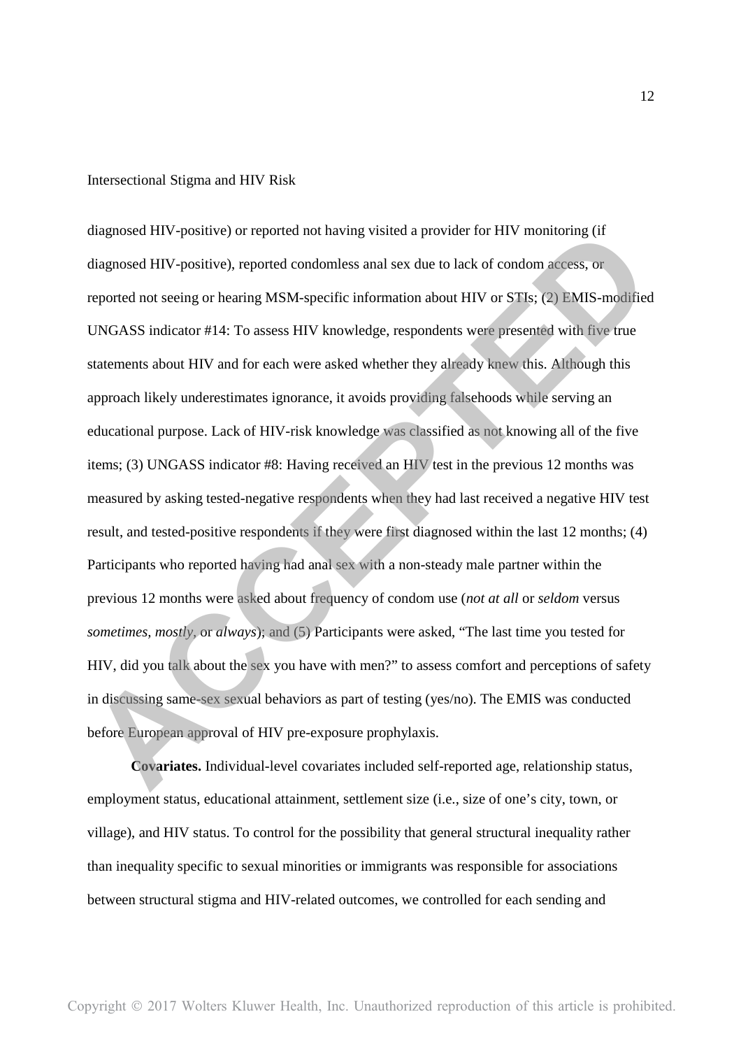diagnosed HIV-positive) or reported not having visited a provider for HIV monitoring (if diagnosed HIV-positive), reported condomless anal sex due to lack of condom access, or reported not seeing or hearing MSM-specific information about HIV or STIs; (2) EMIS-modified UNGASS indicator #14: To assess HIV knowledge, respondents were presented with five true statements about HIV and for each were asked whether they already knew this. Although this approach likely underestimates ignorance, it avoids providing falsehoods while serving an educational purpose. Lack of HIV-risk knowledge was classified as not knowing all of the five items; (3) UNGASS indicator #8: Having received an HIV test in the previous 12 months was measured by asking tested-negative respondents when they had last received a negative HIV test result, and tested-positive respondents if they were first diagnosed within the last 12 months; (4) Participants who reported having had anal sex with a non-steady male partner within the previous 12 months were asked about frequency of condom use (*not at all* or *seldom* versus *sometimes, mostly*, or *always*); and (5) Participants were asked, "The last time you tested for HIV, did you talk about the sex you have with men?" to assess comfort and perceptions of safety in discussing same-sex sexual behaviors as part of testing (yes/no). The EMIS was conducted before European approval of HIV pre-exposure prophylaxis.

**Covariates.** Individual-level covariates included self-reported age, relationship status, employment status, educational attainment, settlement size (i.e., size of one's city, town, or village), and HIV status. To control for the possibility that general structural inequality rather than inequality specific to sexual minorities or immigrants was responsible for associations between structural stigma and HIV-related outcomes, we controlled for each sending and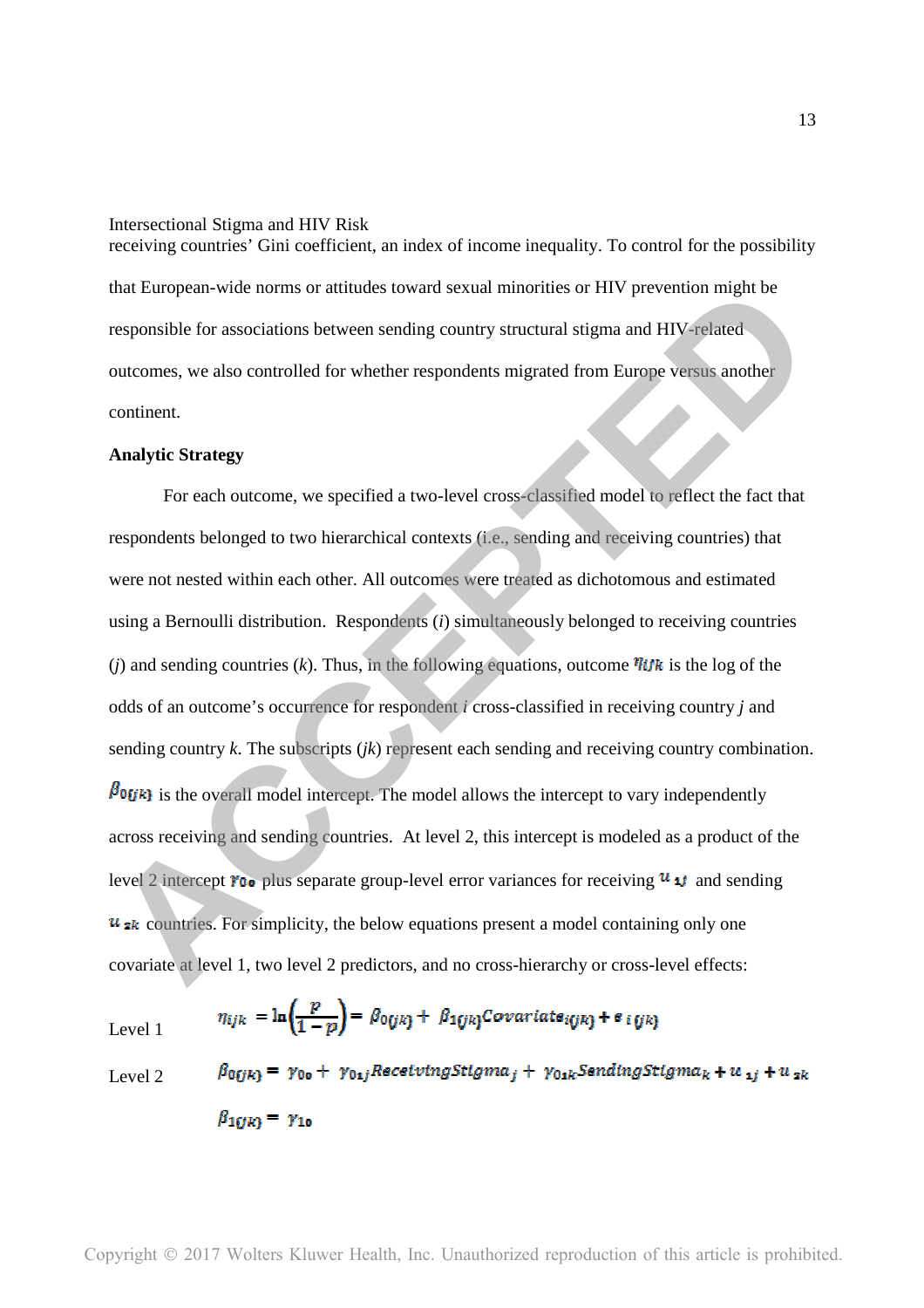receiving countries' Gini coefficient, an index of income inequality. To control for the possibility that European-wide norms or attitudes toward sexual minorities or HIV prevention might be responsible for associations between sending country structural stigma and HIV-related outcomes, we also controlled for whether respondents migrated from Europe versus another continent.

**Analytic Strategy**

For each outcome, we specified a two-level cross-classified model to reflect the fact that respondents belonged to two hierarchical contexts (i.e., sending and receiving countries) that were not nested within each other. All outcomes were treated as dichotomous and estimated using a Bernoulli distribution. Respondents (*i*) simultaneously belonged to receiving countries (*j*) and sending countries (*k*). Thus, in the following equations, outcome $\eta_{ijk}$ is the log of the odds of an outcome's occurrence for respondent *i* cross-classified in receiving country *j* and sending country *k*. The subscripts (*jk*) represent each sending and receiving country combination. $\beta_{0(jk)}$ is the overall model intercept. The model allows the intercept to vary independently across receiving and sending countries. At level 2, this intercept is modeled as a product of the level 2 intercept $\gamma_{00}$ plus separate group-level error variances for receiving $u_{1j}$ and sending $u_{2k}$ countries. For simplicity, the below equations present a model containing only one covariate at level 1, two level 2 predictors, and no cross-hierarchy or cross-level effects:

Level 1 $$\eta_{ijk} = \ln\left(\frac{p}{1-p}\right) = \beta_{0(jk)} + \beta_{1(jk)}Covariate_{i(jk)} + \varepsilon_{i(jk)}$$

Level 2 $$\beta_{0(jk)} = \gamma_{00} + \gamma_{01j}ReceivingStigma_j + \gamma_{01k}SendingStigma_k + u_{1j} + u_{2k}$$

$$\beta_{1(jk)} = \gamma_{10}$$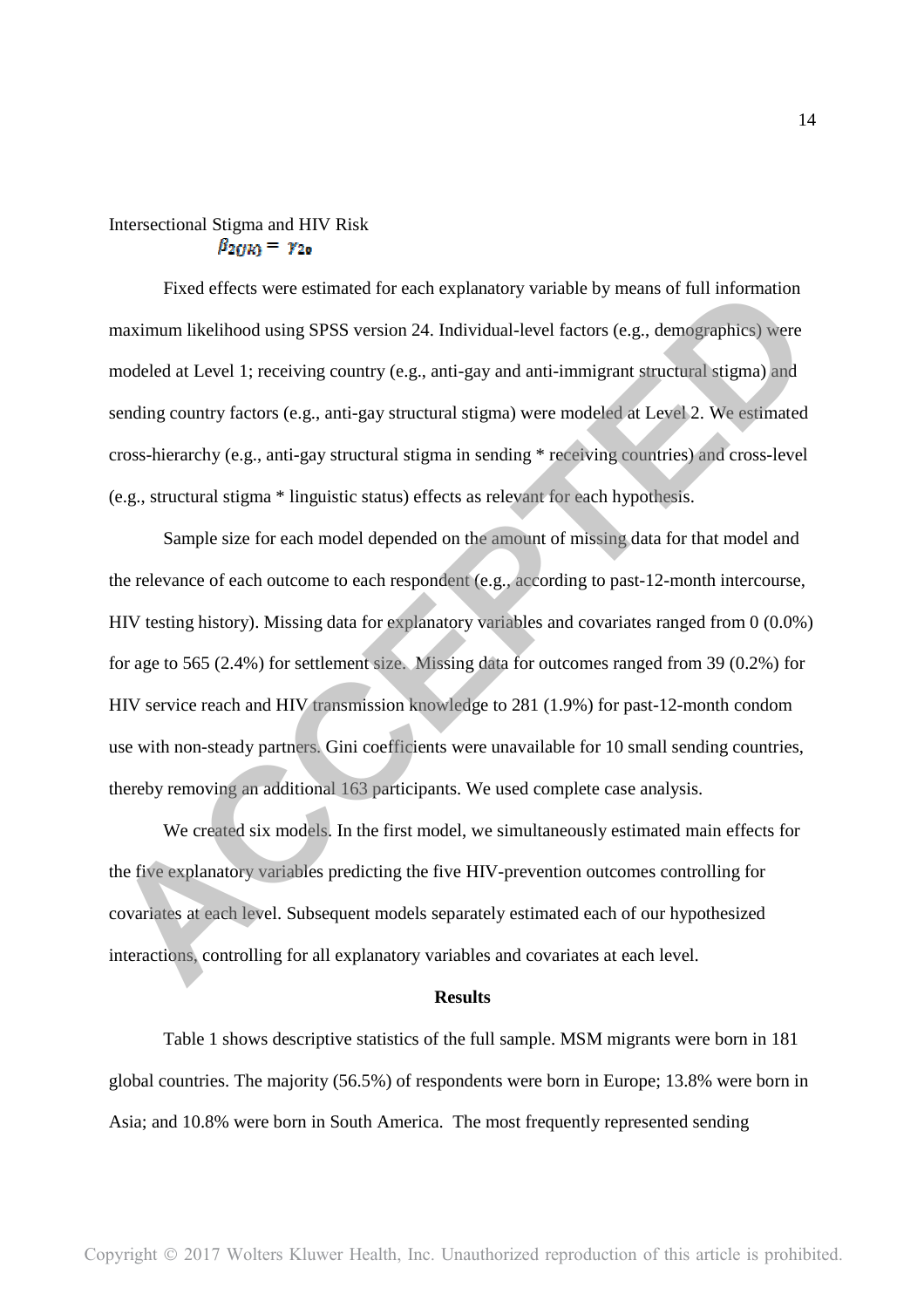$$\beta_{2(jk)} = \gamma_{20}$$

Fixed effects were estimated for each explanatory variable by means of full information maximum likelihood using SPSS version 24. Individual-level factors (e.g., demographics) were modeled at Level 1; receiving country (e.g., anti-gay and anti-immigrant structural stigma) and sending country factors (e.g., anti-gay structural stigma) were modeled at Level 2. We estimated cross-hierarchy (e.g., anti-gay structural stigma in sending * receiving countries) and cross-level (e.g., structural stigma * linguistic status) effects as relevant for each hypothesis.

Sample size for each model depended on the amount of missing data for that model and the relevance of each outcome to each respondent (e.g., according to past-12-month intercourse, HIV testing history). Missing data for explanatory variables and covariates ranged from 0 (0.0%) for age to 565 (2.4%) for settlement size. Missing data for outcomes ranged from 39 (0.2%) for HIV service reach and HIV transmission knowledge to 281 (1.9%) for past-12-month condom use with non-steady partners. Gini coefficients were unavailable for 10 small sending countries, thereby removing an additional 163 participants. We used complete case analysis.

We created six models. In the first model, we simultaneously estimated main effects for the five explanatory variables predicting the five HIV-prevention outcomes controlling for covariates at each level. Subsequent models separately estimated each of our hypothesized interactions, controlling for all explanatory variables and covariates at each level.

## Results

Table 1 shows descriptive statistics of the full sample. MSM migrants were born in 181 global countries. The majority (56.5%) of respondents were born in Europe; 13.8% were born in Asia; and 10.8% were born in South America. The most frequently represented sending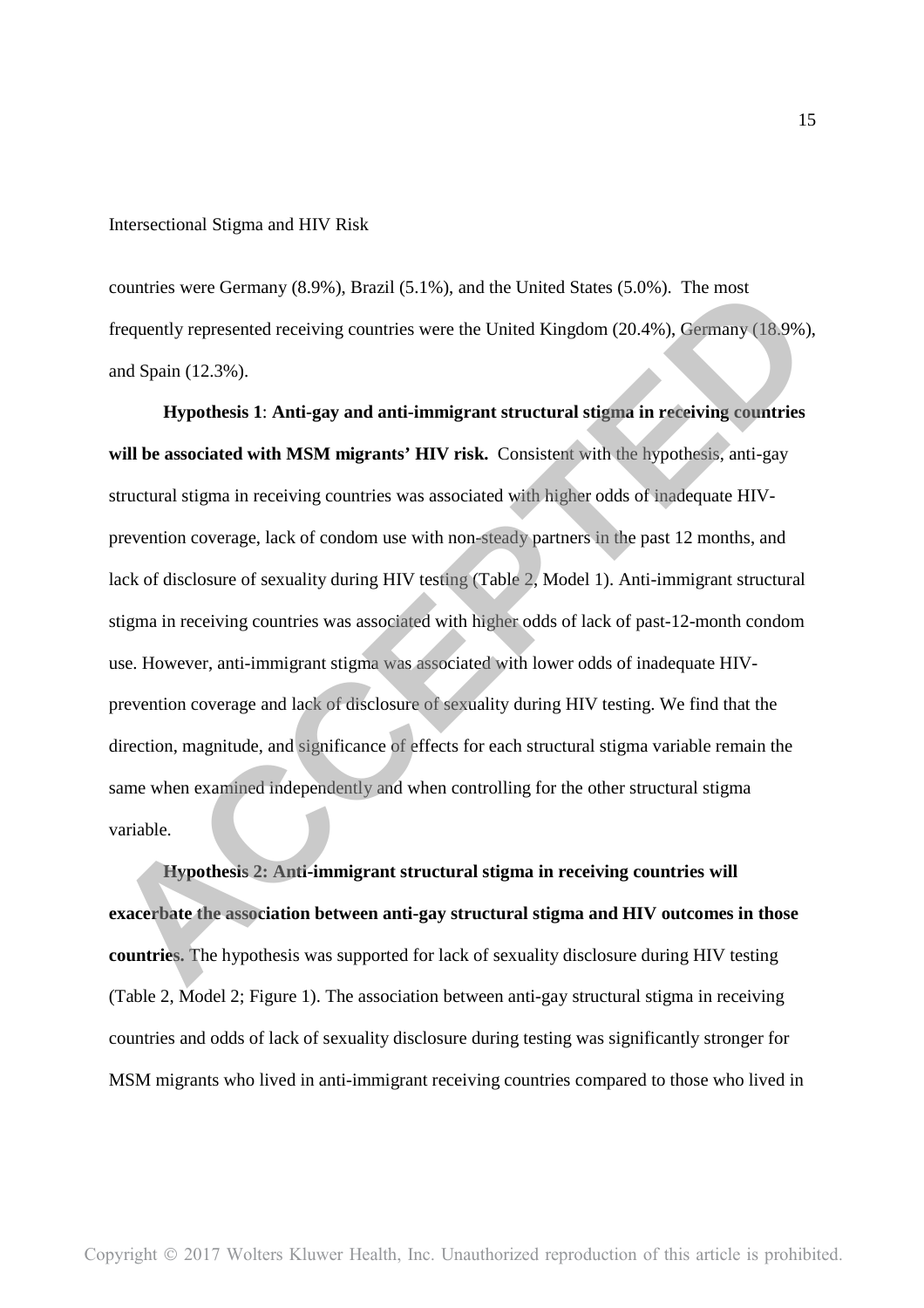countries were Germany (8.9%), Brazil (5.1%), and the United States (5.0%). The most frequently represented receiving countries were the United Kingdom (20.4%), Germany (18.9%), and Spain (12.3%).

**Hypothesis 1**: **Anti-gay and anti-immigrant structural stigma in receiving countries will be associated with MSM migrants' HIV risk.** Consistent with the hypothesis, anti-gay structural stigma in receiving countries was associated with higher odds of inadequate HIV-prevention coverage, lack of condom use with non-steady partners in the past 12 months, and lack of disclosure of sexuality during HIV testing (Table 2, Model 1). Anti-immigrant structural stigma in receiving countries was associated with higher odds of lack of past-12-month condom use. However, anti-immigrant stigma was associated with lower odds of inadequate HIV-prevention coverage and lack of disclosure of sexuality during HIV testing. We find that the direction, magnitude, and significance of effects for each structural stigma variable remain the same when examined independently and when controlling for the other structural stigma variable.

**Hypothesis 2: Anti-immigrant structural stigma in receiving countries will exacerbate the association between anti-gay structural stigma and HIV outcomes in those countries.** The hypothesis was supported for lack of sexuality disclosure during HIV testing (Table 2, Model 2; Figure 1). The association between anti-gay structural stigma in receiving countries and odds of lack of sexuality disclosure during testing was significantly stronger for MSM migrants who lived in anti-immigrant receiving countries compared to those who lived in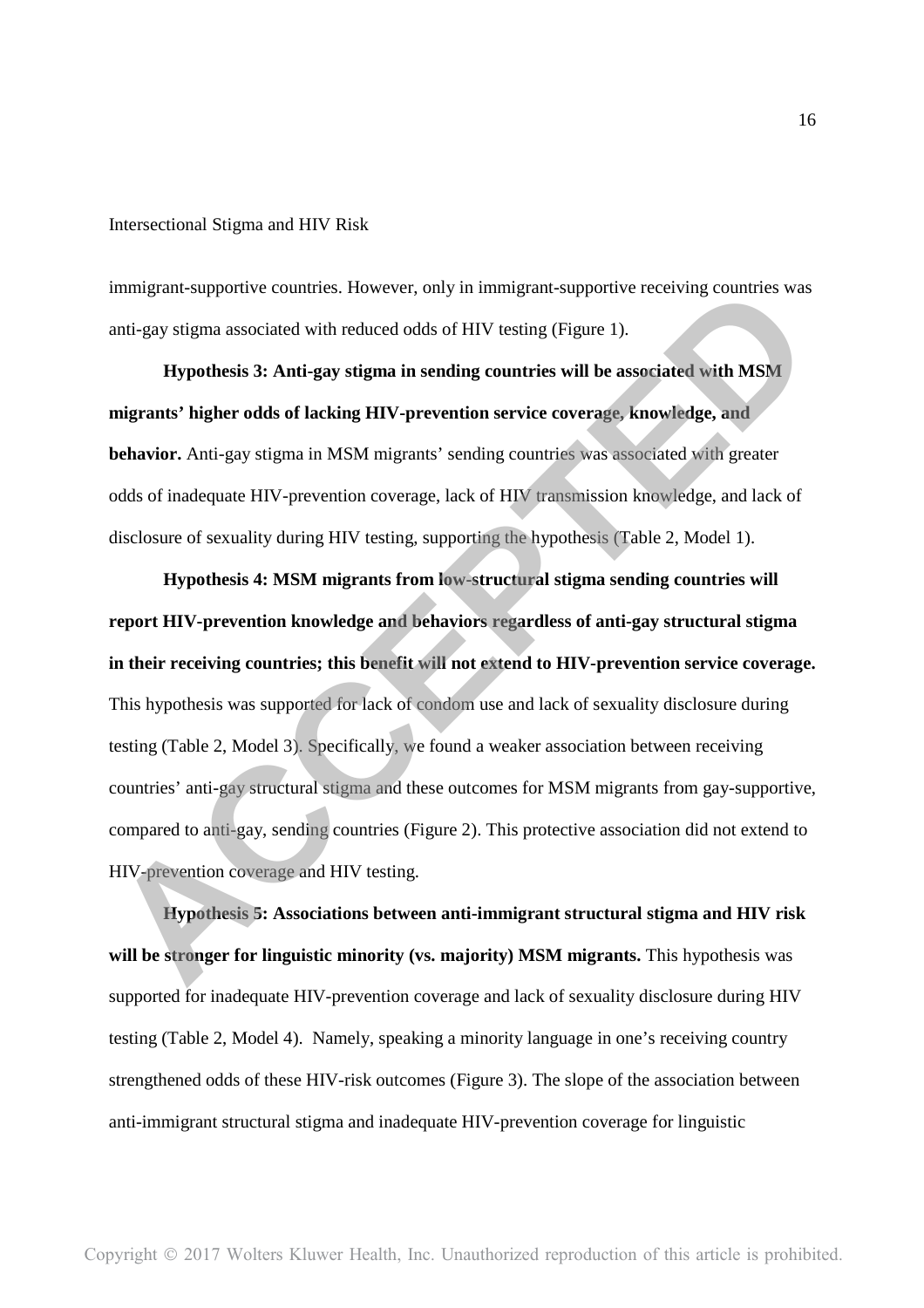immigrant-supportive countries. However, only in immigrant-supportive receiving countries was anti-gay stigma associated with reduced odds of HIV testing (Figure 1).

**Hypothesis 3: Anti-gay stigma in sending countries will be associated with MSM migrants' higher odds of lacking HIV-prevention service coverage, knowledge, and behavior.** Anti-gay stigma in MSM migrants' sending countries was associated with greater odds of inadequate HIV-prevention coverage, lack of HIV transmission knowledge, and lack of disclosure of sexuality during HIV testing, supporting the hypothesis (Table 2, Model 1).

**Hypothesis 4: MSM migrants from low-structural stigma sending countries will report HIV-prevention knowledge and behaviors regardless of anti-gay structural stigma in their receiving countries; this benefit will not extend to HIV-prevention service coverage.** This hypothesis was supported for lack of condom use and lack of sexuality disclosure during testing (Table 2, Model 3). Specifically, we found a weaker association between receiving countries' anti-gay structural stigma and these outcomes for MSM migrants from gay-supportive, compared to anti-gay, sending countries (Figure 2). This protective association did not extend to HIV-prevention coverage and HIV testing.

**Hypothesis 5: Associations between anti-immigrant structural stigma and HIV risk will be stronger for linguistic minority (vs. majority) MSM migrants.** This hypothesis was supported for inadequate HIV-prevention coverage and lack of sexuality disclosure during HIV testing (Table 2, Model 4). Namely, speaking a minority language in one's receiving country strengthened odds of these HIV-risk outcomes (Figure 3). The slope of the association between anti-immigrant structural stigma and inadequate HIV-prevention coverage for linguistic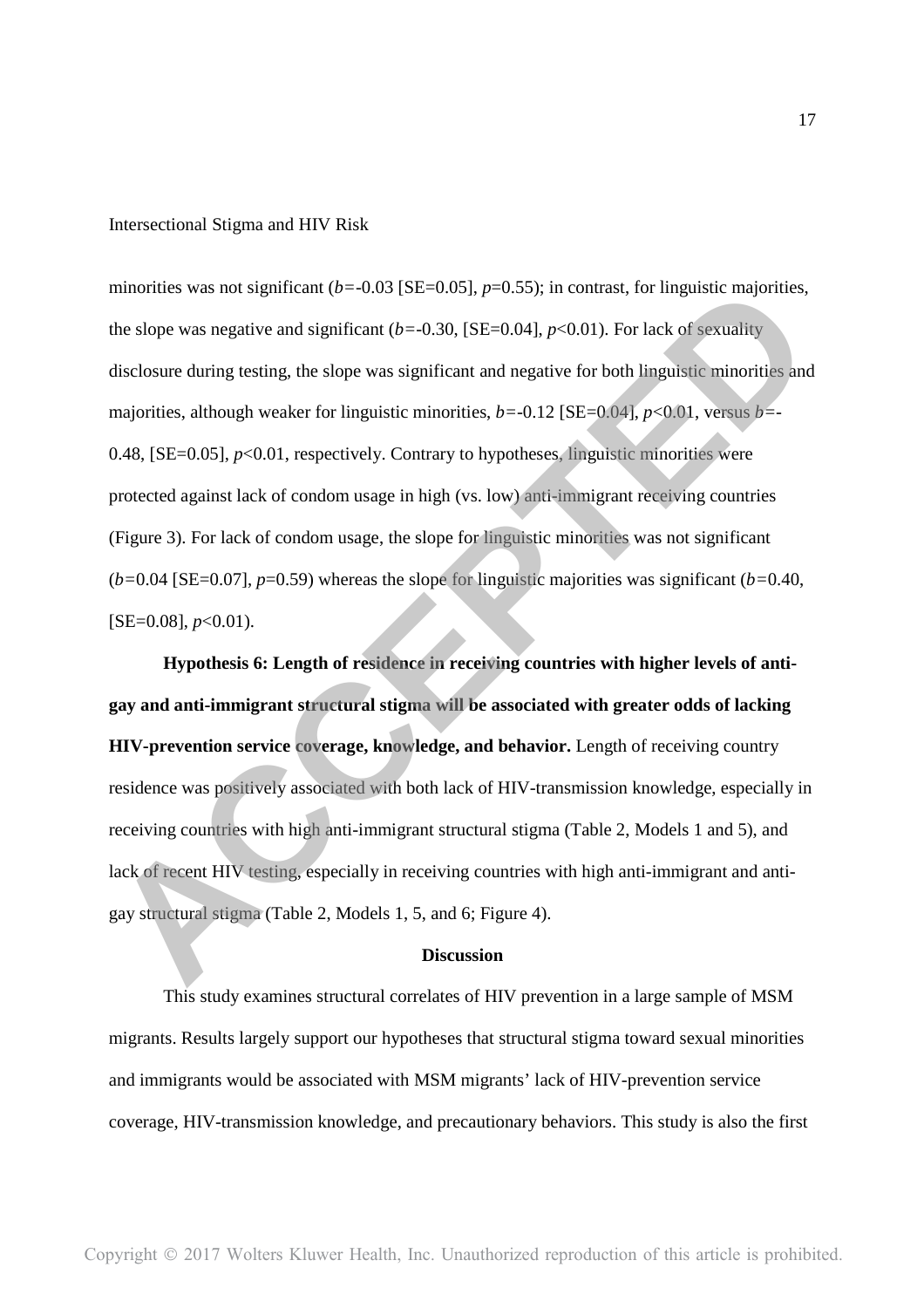minorities was not significant ($b$=-0.03 [SE=0.05], $p$=0.55); in contrast, for linguistic majorities, the slope was negative and significant ($b$=-0.30, [SE=0.04], $p$<0.01). For lack of sexuality disclosure during testing, the slope was significant and negative for both linguistic minorities and majorities, although weaker for linguistic minorities, $b$=-0.12 [SE=0.04], $p$<0.01, versus $b$=-0.48, [SE=0.05], $p$<0.01, respectively. Contrary to hypotheses, linguistic minorities were protected against lack of condom usage in high (vs. low) anti-immigrant receiving countries (Figure 3). For lack of condom usage, the slope for linguistic minorities was not significant ($b$=0.04 [SE=0.07], $p$=0.59) whereas the slope for linguistic majorities was significant ($b$=0.40, [SE=0.08], $p$<0.01).

**Hypothesis 6: Length of residence in receiving countries with higher levels of anti-gay and anti-immigrant structural stigma will be associated with greater odds of lacking HIV-prevention service coverage, knowledge, and behavior.** Length of receiving country residence was positively associated with both lack of HIV-transmission knowledge, especially in receiving countries with high anti-immigrant structural stigma (Table 2, Models 1 and 5), and lack of recent HIV testing, especially in receiving countries with high anti-immigrant and anti-gay structural stigma (Table 2, Models 1, 5, and 6; Figure 4).

## Discussion

This study examines structural correlates of HIV prevention in a large sample of MSM migrants. Results largely support our hypotheses that structural stigma toward sexual minorities and immigrants would be associated with MSM migrants' lack of HIV-prevention service coverage, HIV-transmission knowledge, and precautionary behaviors. This study is also the first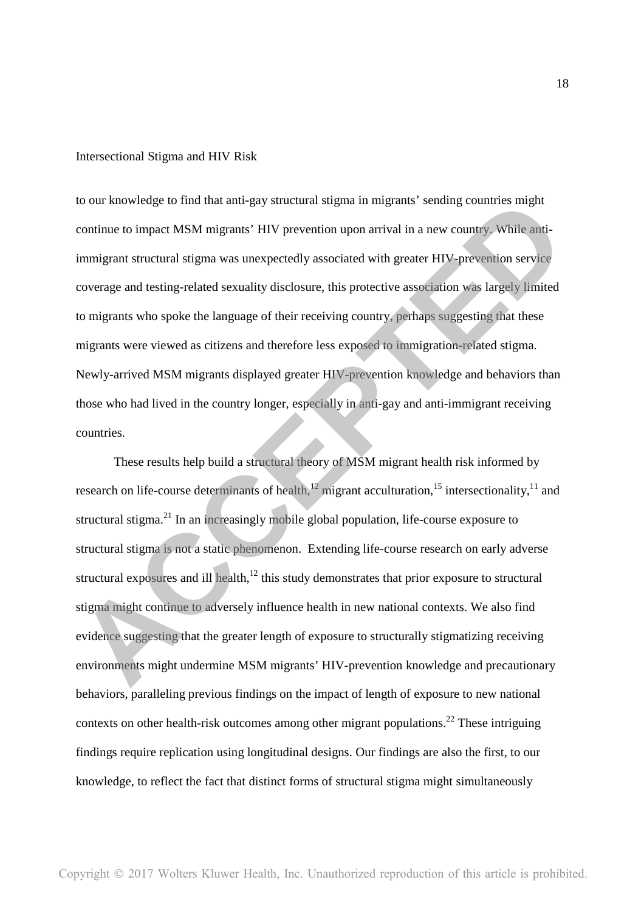to our knowledge to find that anti-gay structural stigma in migrants' sending countries might continue to impact MSM migrants' HIV prevention upon arrival in a new country. While anti-immigrant structural stigma was unexpectedly associated with greater HIV-prevention service coverage and testing-related sexuality disclosure, this protective association was largely limited to migrants who spoke the language of their receiving country, perhaps suggesting that these migrants were viewed as citizens and therefore less exposed to immigration-related stigma. Newly-arrived MSM migrants displayed greater HIV-prevention knowledge and behaviors than those who had lived in the country longer, especially in anti-gay and anti-immigrant receiving countries.

These results help build a structural theory of MSM migrant health risk informed by research on life-course determinants of health,[12] migrant acculturation,[15] intersectionality,[11] and structural stigma.[21] In an increasingly mobile global population, life-course exposure to structural stigma is not a static phenomenon. Extending life-course research on early adverse structural exposures and ill health,[12] this study demonstrates that prior exposure to structural stigma might continue to adversely influence health in new national contexts. We also find evidence suggesting that the greater length of exposure to structurally stigmatizing receiving environments might undermine MSM migrants' HIV-prevention knowledge and precautionary behaviors, paralleling previous findings on the impact of length of exposure to new national contexts on other health-risk outcomes among other migrant populations.[22] These intriguing findings require replication using longitudinal designs. Our findings are also the first, to our knowledge, to reflect the fact that distinct forms of structural stigma might simultaneously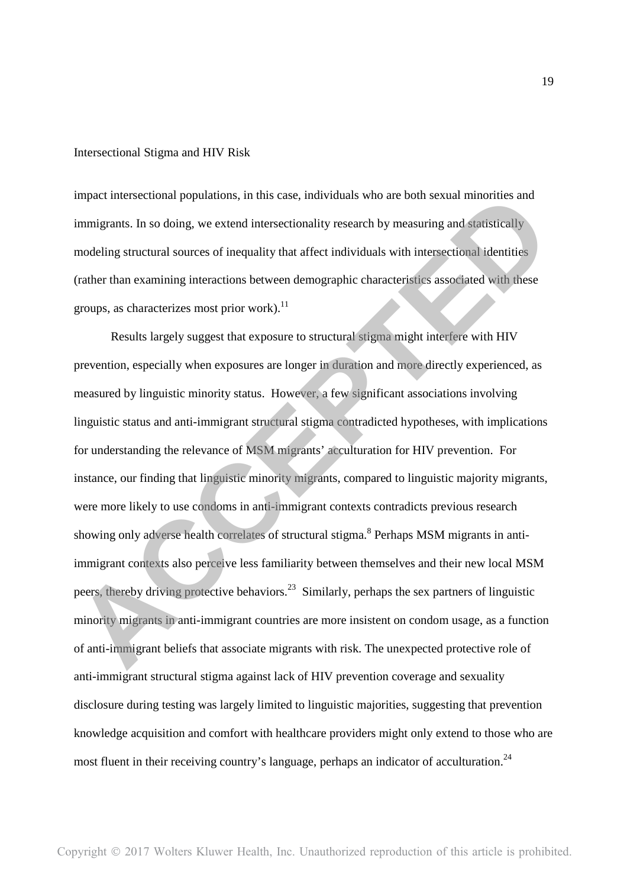impact intersectional populations, in this case, individuals who are both sexual minorities and immigrants. In so doing, we extend intersectionality research by measuring and statistically modeling structural sources of inequality that affect individuals with intersectional identities (rather than examining interactions between demographic characteristics associated with these groups, as characterizes most prior work).[11]

Results largely suggest that exposure to structural stigma might interfere with HIV prevention, especially when exposures are longer in duration and more directly experienced, as measured by linguistic minority status. However, a few significant associations involving linguistic status and anti-immigrant structural stigma contradicted hypotheses, with implications for understanding the relevance of MSM migrants' acculturation for HIV prevention. For instance, our finding that linguistic minority migrants, compared to linguistic majority migrants, were more likely to use condoms in anti-immigrant contexts contradicts previous research showing only adverse health correlates of structural stigma.[8] Perhaps MSM migrants in anti-immigrant contexts also perceive less familiarity between themselves and their new local MSM peers, thereby driving protective behaviors.[23] Similarly, perhaps the sex partners of linguistic minority migrants in anti-immigrant countries are more insistent on condom usage, as a function of anti-immigrant beliefs that associate migrants with risk. The unexpected protective role of anti-immigrant structural stigma against lack of HIV prevention coverage and sexuality disclosure during testing was largely limited to linguistic majorities, suggesting that prevention knowledge acquisition and comfort with healthcare providers might only extend to those who are most fluent in their receiving country's language, perhaps an indicator of acculturation.[24]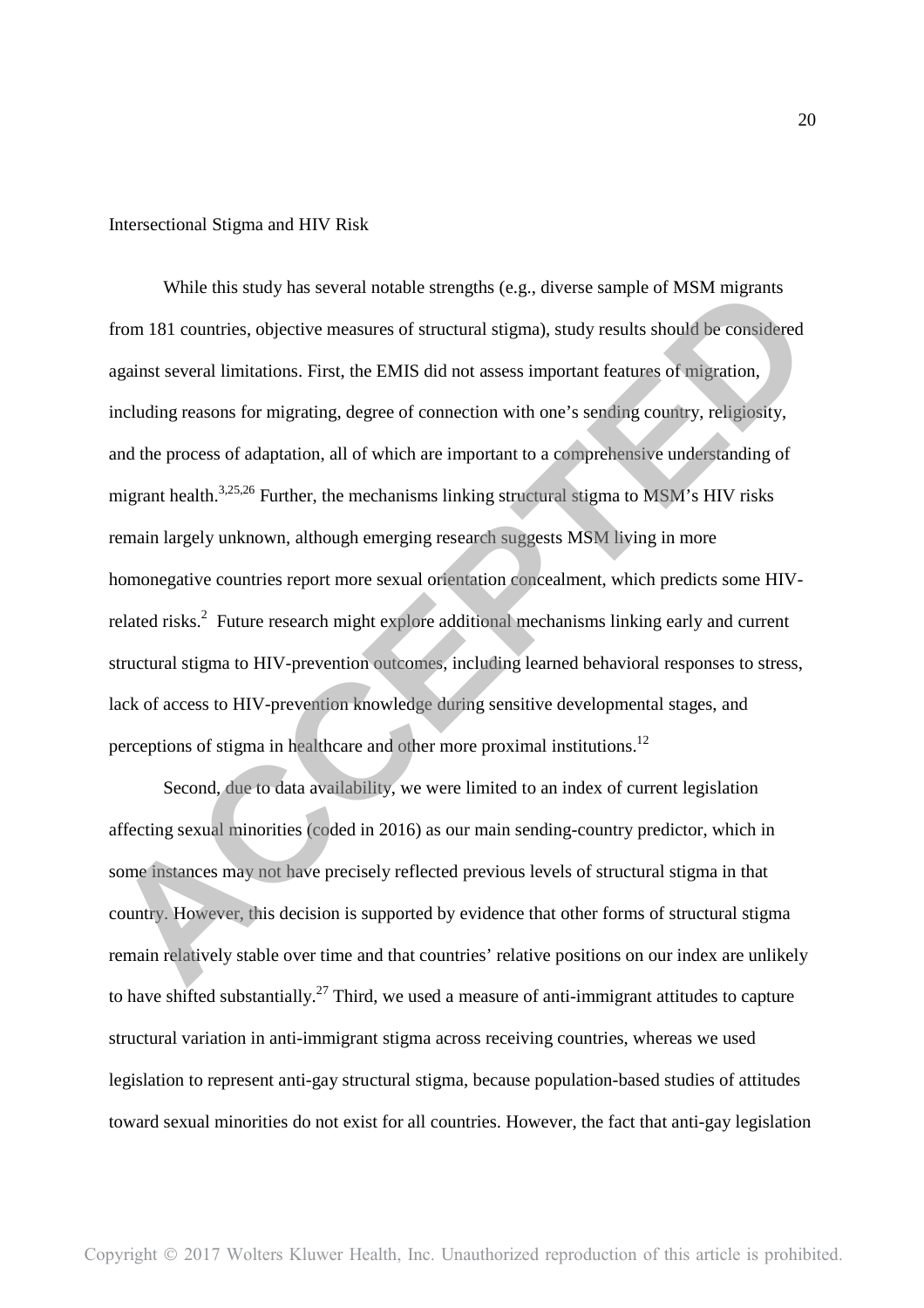While this study has several notable strengths (e.g., diverse sample of MSM migrants from 181 countries, objective measures of structural stigma), study results should be considered against several limitations. First, the EMIS did not assess important features of migration, including reasons for migrating, degree of connection with one's sending country, religiosity, and the process of adaptation, all of which are important to a comprehensive understanding of migrant health.[3,25,26] Further, the mechanisms linking structural stigma to MSM's HIV risks remain largely unknown, although emerging research suggests MSM living in more homonegative countries report more sexual orientation concealment, which predicts some HIV-related risks.[2] Future research might explore additional mechanisms linking early and current structural stigma to HIV-prevention outcomes, including learned behavioral responses to stress, lack of access to HIV-prevention knowledge during sensitive developmental stages, and perceptions of stigma in healthcare and other more proximal institutions.[12]

Second, due to data availability, we were limited to an index of current legislation affecting sexual minorities (coded in 2016) as our main sending-country predictor, which in some instances may not have precisely reflected previous levels of structural stigma in that country. However, this decision is supported by evidence that other forms of structural stigma remain relatively stable over time and that countries' relative positions on our index are unlikely to have shifted substantially.[27] Third, we used a measure of anti-immigrant attitudes to capture structural variation in anti-immigrant stigma across receiving countries, whereas we used legislation to represent anti-gay structural stigma, because population-based studies of attitudes toward sexual minorities do not exist for all countries. However, the fact that anti-gay legislation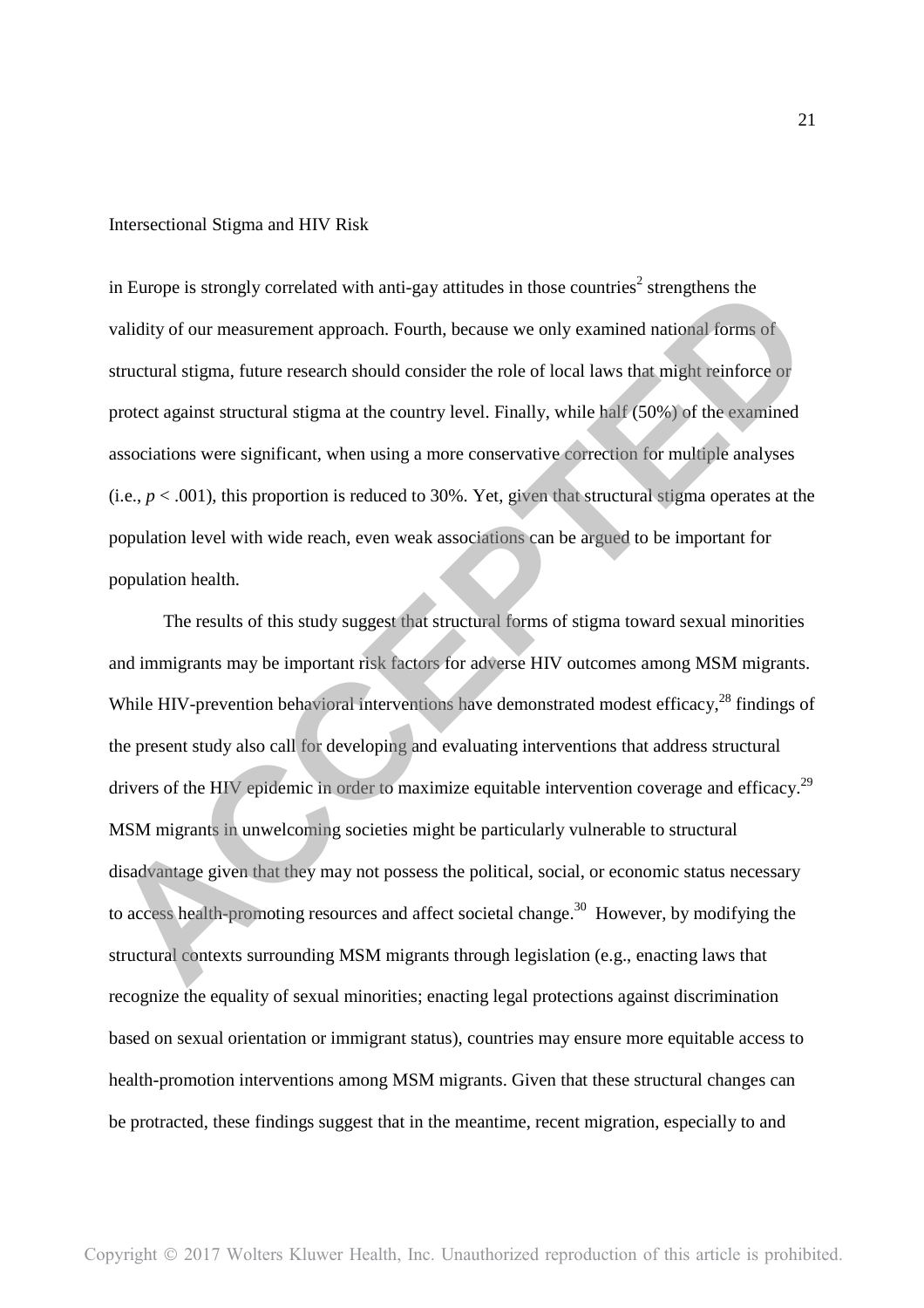in Europe is strongly correlated with anti-gay attitudes in those countries[2] strengthens the validity of our measurement approach. Fourth, because we only examined national forms of structural stigma, future research should consider the role of local laws that might reinforce or protect against structural stigma at the country level. Finally, while half (50%) of the examined associations were significant, when using a more conservative correction for multiple analyses (i.e., $p < .001$), this proportion is reduced to 30%. Yet, given that structural stigma operates at the population level with wide reach, even weak associations can be argued to be important for population health.

The results of this study suggest that structural forms of stigma toward sexual minorities and immigrants may be important risk factors for adverse HIV outcomes among MSM migrants. While HIV-prevention behavioral interventions have demonstrated modest efficacy,[28] findings of the present study also call for developing and evaluating interventions that address structural drivers of the HIV epidemic in order to maximize equitable intervention coverage and efficacy.[29] MSM migrants in unwelcoming societies might be particularly vulnerable to structural disadvantage given that they may not possess the political, social, or economic status necessary to access health-promoting resources and affect societal change.[30] However, by modifying the structural contexts surrounding MSM migrants through legislation (e.g., enacting laws that recognize the equality of sexual minorities; enacting legal protections against discrimination based on sexual orientation or immigrant status), countries may ensure more equitable access to health-promotion interventions among MSM migrants. Given that these structural changes can be protracted, these findings suggest that in the meantime, recent migration, especially to and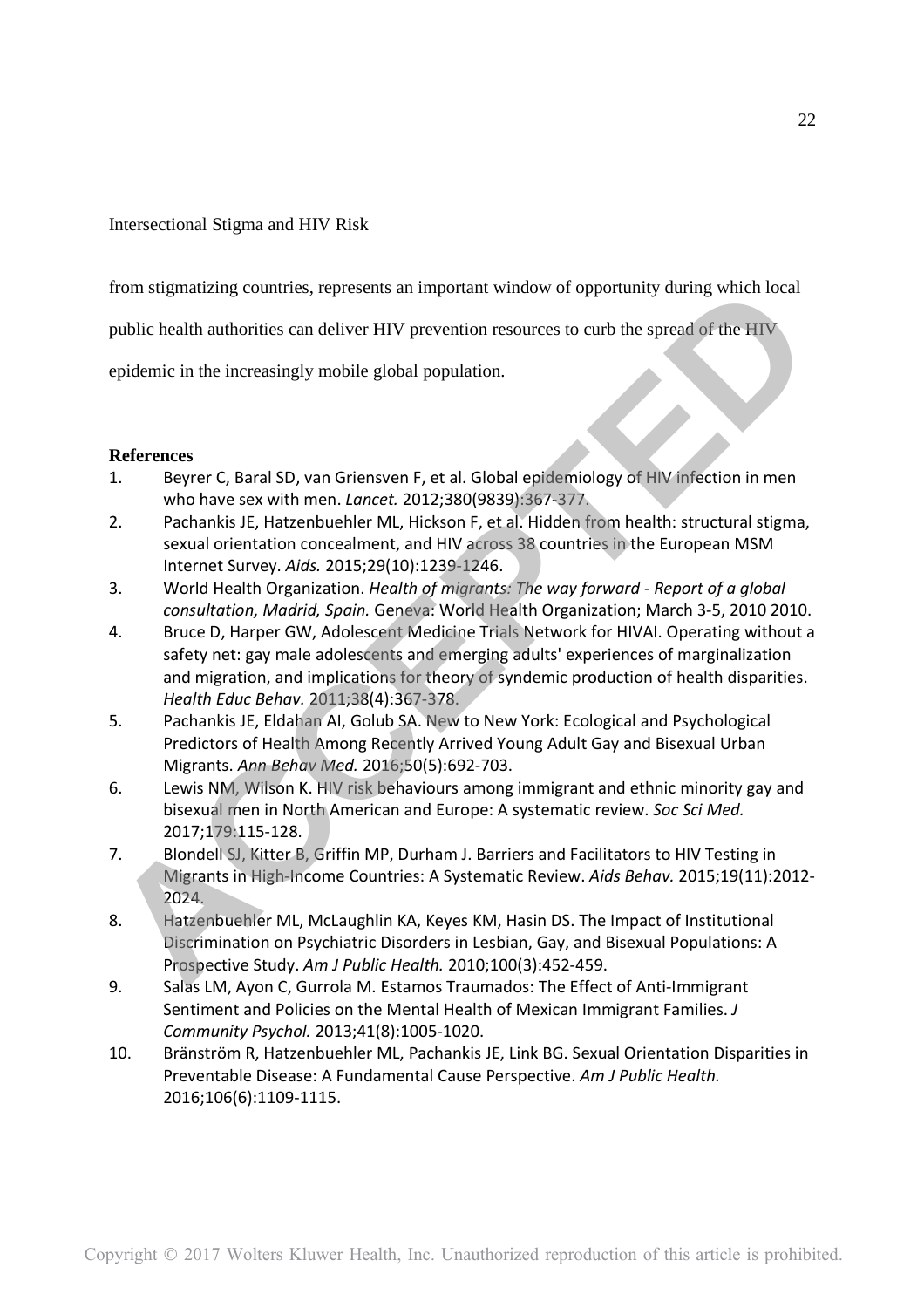from stigmatizing countries, represents an important window of opportunity during which local public health authorities can deliver HIV prevention resources to curb the spread of the HIV epidemic in the increasingly mobile global population.

## References

1. Beyrer C, Baral SD, van Griensven F, et al. Global epidemiology of HIV infection in men who have sex with men. *Lancet.* 2012;380(9839):367-377.
2. Pachankis JE, Hatzenbuehler ML, Hickson F, et al. Hidden from health: structural stigma, sexual orientation concealment, and HIV across 38 countries in the European MSM Internet Survey. *Aids.* 2015;29(10):1239-1246.
3. World Health Organization. *Health of migrants: The way forward - Report of a global consultation, Madrid, Spain.* Geneva: World Health Organization; March 3-5, 2010 2010.
4. Bruce D, Harper GW, Adolescent Medicine Trials Network for HIVAI. Operating without a safety net: gay male adolescents and emerging adults' experiences of marginalization and migration, and implications for theory of syndemic production of health disparities. *Health Educ Behav.* 2011;38(4):367-378.
5. Pachankis JE, Eldahan AI, Golub SA. New to New York: Ecological and Psychological Predictors of Health Among Recently Arrived Young Adult Gay and Bisexual Urban Migrants. *Ann Behav Med.* 2016;50(5):692-703.
6. Lewis NM, Wilson K. HIV risk behaviours among immigrant and ethnic minority gay and bisexual men in North American and Europe: A systematic review. *Soc Sci Med.* 2017;179:115-128.
7. Blondell SJ, Kitter B, Griffin MP, Durham J. Barriers and Facilitators to HIV Testing in Migrants in High-Income Countries: A Systematic Review. *Aids Behav.* 2015;19(11):2012-2024.
8. Hatzenbuehler ML, McLaughlin KA, Keyes KM, Hasin DS. The Impact of Institutional Discrimination on Psychiatric Disorders in Lesbian, Gay, and Bisexual Populations: A Prospective Study. *Am J Public Health.* 2010;100(3):452-459.
9. Salas LM, Ayon C, Gurrola M. Estamos Traumados: The Effect of Anti-Immigrant Sentiment and Policies on the Mental Health of Mexican Immigrant Families. *J Community Psychol.* 2013;41(8):1005-1020.
10. Bränström R, Hatzenbuehler ML, Pachankis JE, Link BG. Sexual Orientation Disparities in Preventable Disease: A Fundamental Cause Perspective. *Am J Public Health.* 2016;106(6):1109-1115.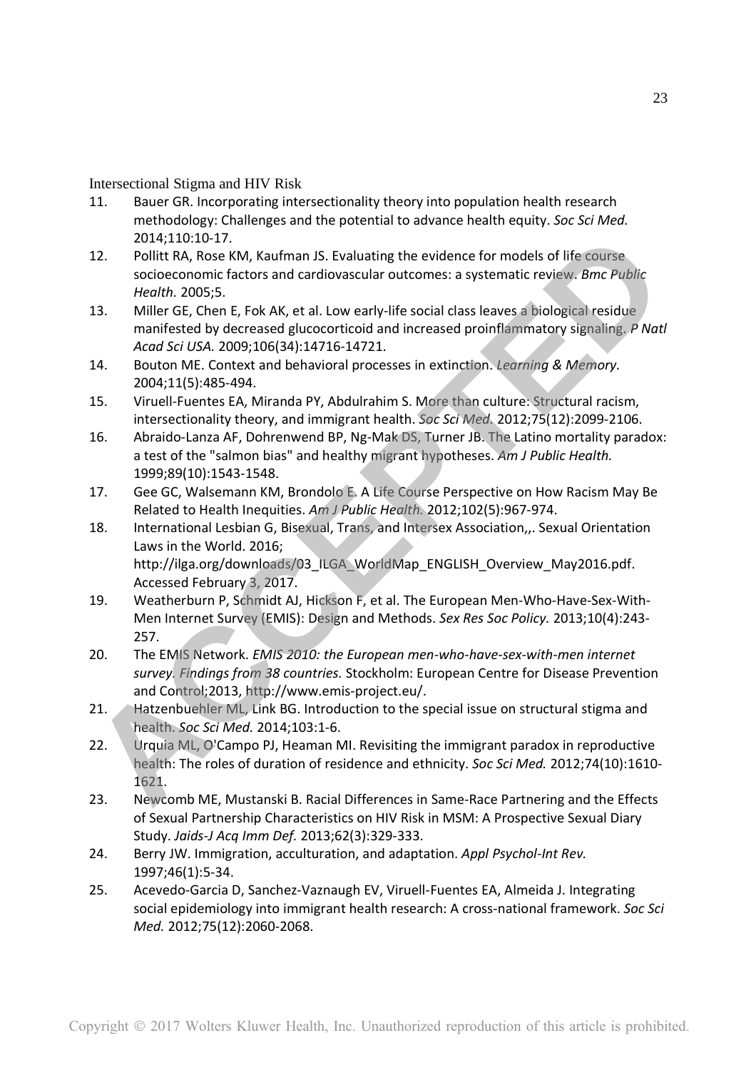11. Bauer GR. Incorporating intersectionality theory into population health research methodology: Challenges and the potential to advance health equity. *Soc Sci Med.* 2014;110:10-17.
12. Pollitt RA, Rose KM, Kaufman JS. Evaluating the evidence for models of life course socioeconomic factors and cardiovascular outcomes: a systematic review. *Bmc Public Health.* 2005;5.
13. Miller GE, Chen E, Fok AK, et al. Low early-life social class leaves a biological residue manifested by decreased glucocorticoid and increased proinflammatory signaling. *P Natl Acad Sci USA.* 2009;106(34):14716-14721.
14. Bouton ME. Context and behavioral processes in extinction. *Learning & Memory.* 2004;11(5):485-494.
15. Viruell-Fuentes EA, Miranda PY, Abdulrahim S. More than culture: Structural racism, intersectionality theory, and immigrant health. *Soc Sci Med.* 2012;75(12):2099-2106.
16. Abraido-Lanza AF, Dohrenwend BP, Ng-Mak DS, Turner JB. The Latino mortality paradox: a test of the "salmon bias" and healthy migrant hypotheses. *Am J Public Health.* 1999;89(10):1543-1548.
17. Gee GC, Walsemann KM, Brondolo E. A Life Course Perspective on How Racism May Be Related to Health Inequities. *Am J Public Health.* 2012;102(5):967-974.
18. International Lesbian G, Bisexual, Trans, and Intersex Association,,. Sexual Orientation Laws in the World. 2016; http://ilga.org/downloads/03_ILGA_WorldMap_ENGLISH_Overview_May2016.pdf. Accessed February 3, 2017.
19. Weatherburn P, Schmidt AJ, Hickson F, et al. The European Men-Who-Have-Sex-With-Men Internet Survey (EMIS): Design and Methods. *Sex Res Soc Policy.* 2013;10(4):243-257.
20. The EMIS Network. *EMIS 2010: the European men-who-have-sex-with-men internet survey. Findings from 38 countries.* Stockholm: European Centre for Disease Prevention and Control;2013, http://www.emis-project.eu/.
21. Hatzenbuehler ML, Link BG. Introduction to the special issue on structural stigma and health. *Soc Sci Med.* 2014;103:1-6.
22. Urquia ML, O'Campo PJ, Heaman MI. Revisiting the immigrant paradox in reproductive health: The roles of duration of residence and ethnicity. *Soc Sci Med.* 2012;74(10):1610-1621.
23. Newcomb ME, Mustanski B. Racial Differences in Same-Race Partnering and the Effects of Sexual Partnership Characteristics on HIV Risk in MSM: A Prospective Sexual Diary Study. *Jaids-J Acq Imm Def.* 2013;62(3):329-333.
24. Berry JW. Immigration, acculturation, and adaptation. *Appl Psychol-Int Rev.* 1997;46(1):5-34.
25. Acevedo-Garcia D, Sanchez-Vaznaugh EV, Viruell-Fuentes EA, Almeida J. Integrating social epidemiology into immigrant health research: A cross-national framework. *Soc Sci Med.* 2012;75(12):2060-2068.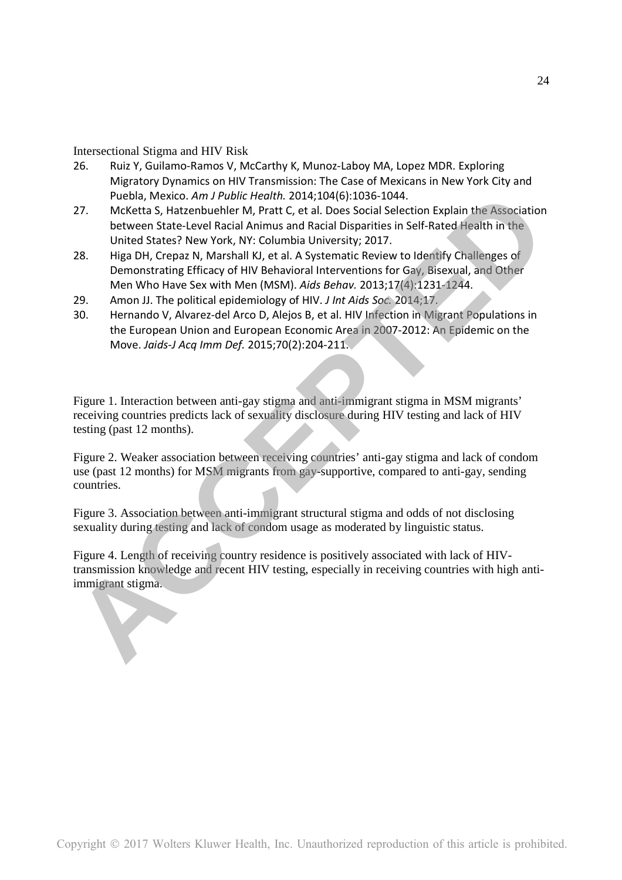26. Ruiz Y, Guilamo-Ramos V, McCarthy K, Munoz-Laboy MA, Lopez MDR. Exploring Migratory Dynamics on HIV Transmission: The Case of Mexicans in New York City and Puebla, Mexico. *Am J Public Health.* 2014;104(6):1036-1044.
27. McKetta S, Hatzenbuehler M, Pratt C, et al. Does Social Selection Explain the Association between State-Level Racial Animus and Racial Disparities in Self-Rated Health in the United States? New York, NY: Columbia University; 2017.
28. Higa DH, Crepaz N, Marshall KJ, et al. A Systematic Review to Identify Challenges of Demonstrating Efficacy of HIV Behavioral Interventions for Gay, Bisexual, and Other Men Who Have Sex with Men (MSM). *Aids Behav.* 2013;17(4):1231-1244.
29. Amon JJ. The political epidemiology of HIV. *J Int Aids Soc.* 2014;17.
30. Hernando V, Alvarez-del Arco D, Alejos B, et al. HIV Infection in Migrant Populations in the European Union and European Economic Area in 2007-2012: An Epidemic on the Move. *Jaids-J Acq Imm Def.* 2015;70(2):204-211.

Figure 1. Interaction between anti-gay stigma and anti-immigrant stigma in MSM migrants' receiving countries predicts lack of sexuality disclosure during HIV testing and lack of HIV testing (past 12 months).

Figure 2. Weaker association between receiving countries' anti-gay stigma and lack of condom use (past 12 months) for MSM migrants from gay-supportive, compared to anti-gay, sending countries.

Figure 3. Association between anti-immigrant structural stigma and odds of not disclosing sexuality during testing and lack of condom usage as moderated by linguistic status.

Figure 4. Length of receiving country residence is positively associated with lack of HIV-transmission knowledge and recent HIV testing, especially in receiving countries with high anti-immigrant stigma.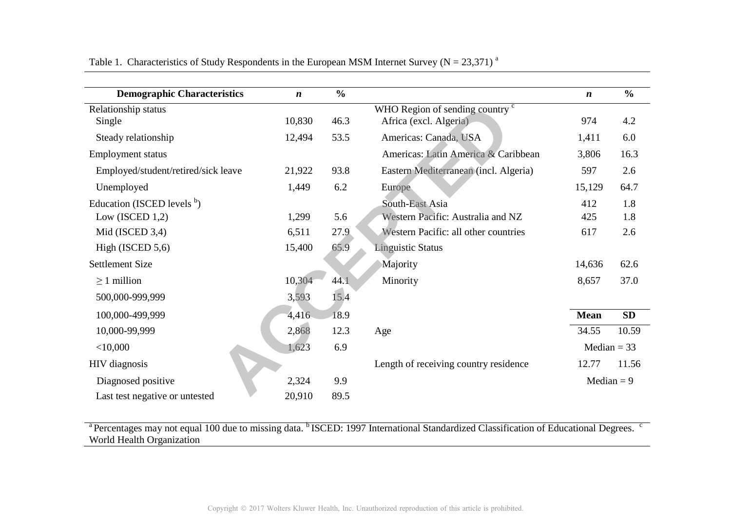Table 1. Characteristics of Study Respondents in the European MSM Internet Survey (N = 23,371) [a]

| Demographic Characteristics | *n* | % | | *n* | % |
|---|---|---|---|---|---|
| Relationship status | | | WHO Region of sending country [c] | | |
| Single | 10,830 | 46.3 | Africa (excl. Algeria) | 974 | 4.2 |
| Steady relationship | 12,494 | 53.5 | Americas: Canada, USA | 1,411 | 6.0 |
| Employment status | | | Americas: Latin America & Caribbean | 3,806 | 16.3 |
| Employed/student/retired/sick leave | 21,922 | 93.8 | Eastern Mediterranean (incl. Algeria) | 597 | 2.6 |
| Unemployed | 1,449 | 6.2 | Europe | 15,129 | 64.7 |
| Education (ISCED levels [b]) | | | South-East Asia | 412 | 1.8 |
| Low (ISCED 1,2) | 1,299 | 5.6 | Western Pacific: Australia and NZ | 425 | 1.8 |
| Mid (ISCED 3,4) | 6,511 | 27.9 | Western Pacific: all other countries | 617 | 2.6 |
| High (ISCED 5,6) | 15,400 | 65.9 | Linguistic Status | | |
| Settlement Size | | | Majority | 14,636 | 62.6 |
| ≥ 1 million | 10,304 | 44.1 | Minority | 8,657 | 37.0 |
| 500,000-999,999 | 3,593 | 15.4 | | | |
| 100,000-499,999 | 4,416 | 18.9 | | **Mean** | **SD** |
| 10,000-99,999 | 2,868 | 12.3 | Age | 34.55 | 10.59 |
| <10,000 | 1,623 | 6.9 | | Median = 33 | |
| HIV diagnosis | | | Length of receiving country residence | 12.77 | 11.56 |
| Diagnosed positive | 2,324 | 9.9 | | Median = 9 | |
| Last test negative or untested | 20,910 | 89.5 | | | |

[a] Percentages may not equal 100 due to missing data. [b] ISCED: 1997 International Standardized Classification of Educational Degrees. [c] World Health Organization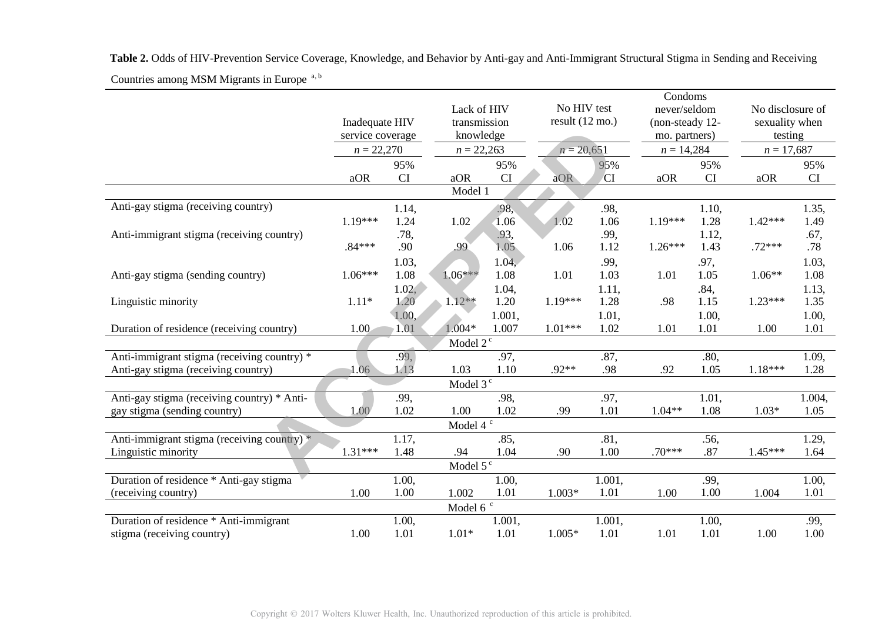**Table 2.** Odds of HIV-Prevention Service Coverage, Knowledge, and Behavior by Anti-gay and Anti-Immigrant Structural Stigma in Sending and Receiving Countries among MSM Migrants in Europe [a, b]

| | Inadequate HIV service coverage | | Lack of HIV transmission knowledge | | No HIV test result (12 mo.) | | Condoms never/seldom (non-steady 12-mo. partners) | | No disclosure of sexuality when testing | |
|---|---|---|---|---|---|---|---|---|---|---|
| | *n* = 22,270 | | *n* = 22,263 | | *n* = 20,651 | | *n* = 14,284 | | *n* = 17,687 | |
| | aOR | 95% CI | aOR | 95% CI | aOR | 95% CI | aOR | 95% CI | aOR | 95% CI |
| **Model 1** | | | | | | | | | | |
| Anti-gay stigma (receiving country) | 1.19*** | 1.14, 1.24 | 1.02 | .98, 1.06 | 1.02 | .98, 1.06 | 1.19*** | 1.10, 1.28 | 1.42*** | 1.35, 1.49 |
| Anti-immigrant stigma (receiving country) | .84*** | .78, .90 | .99 | .93, 1.05 | 1.06 | .99, 1.12 | 1.26*** | 1.12, 1.43 | .72*** | .67, .78 |
| Anti-gay stigma (sending country) | 1.06*** | 1.03, 1.08 | 1.06*** | 1.04, 1.08 | 1.01 | .99, 1.03 | 1.01 | .97, 1.05 | 1.06** | 1.03, 1.08 |
| Linguistic minority | 1.11* | 1.02, 1.20 | 1.12** | 1.04, 1.20 | 1.19*** | 1.11, 1.28 | .98 | .84, 1.15 | 1.23*** | 1.13, 1.35 |
| Duration of residence (receiving country) | 1.00 | 1.00, 1.01 | 1.004* | 1.001, 1.007 | 1.01*** | 1.01, 1.02 | 1.01 | 1.00, 1.01 | 1.00 | 1.00, 1.01 |
| **Model 2** [c] | | | | | | | | | | |
| Anti-immigrant stigma (receiving country) * Anti-gay stigma (receiving country) | 1.06 | .99, 1.13 | 1.03 | .97, 1.10 | .92** | .87, .98 | .92 | .80, 1.05 | 1.18*** | 1.09, 1.28 |
| **Model 3** [c] | | | | | | | | | | |
| Anti-gay stigma (receiving country) * Anti-gay stigma (sending country) | 1.00 | .99, 1.02 | 1.00 | .98, 1.02 | .99 | .97, 1.01 | 1.04** | 1.01, 1.08 | 1.03* | 1.004, 1.05 |
| **Model 4** [c] | | | | | | | | | | |
| Anti-immigrant stigma (receiving country) * Linguistic minority | 1.31*** | 1.17, 1.48 | .94 | .85, 1.04 | .90 | .81, 1.00 | .70*** | .56, .87 | 1.45*** | 1.29, 1.64 |
| **Model 5** [c] | | | | | | | | | | |
| Duration of residence * Anti-gay stigma (receiving country) | 1.00 | 1.00, 1.00 | 1.002 | 1.00, 1.01 | 1.003* | 1.001, 1.01 | 1.00 | .99, 1.00 | 1.004 | 1.00, 1.01 |
| **Model 6** [c] | | | | | | | | | | |
| Duration of residence * Anti-immigrant stigma (receiving country) | 1.00 | 1.00, 1.01 | 1.01* | 1.001, 1.01 | 1.005* | 1.001, 1.01 | 1.01 | 1.00, 1.01 | 1.00 | .99, 1.00 |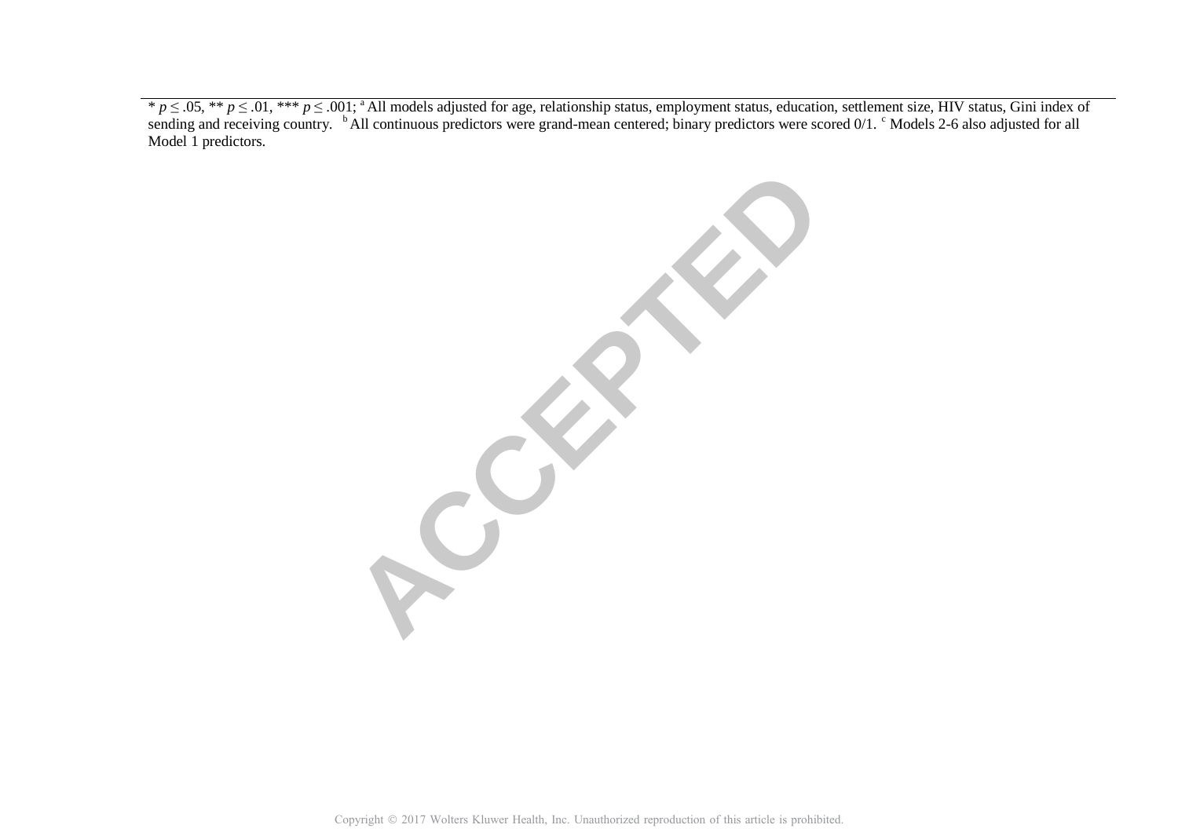* $p \leq .05$, ** $p \leq .01$, *** $p \leq .001$; [a] All models adjusted for age, relationship status, employment status, education, settlement size, HIV status, Gini index of sending and receiving country. [b] All continuous predictors were grand-mean centered; binary predictors were scored 0/1. [c] Models 2-6 also adjusted for all Model 1 predictors.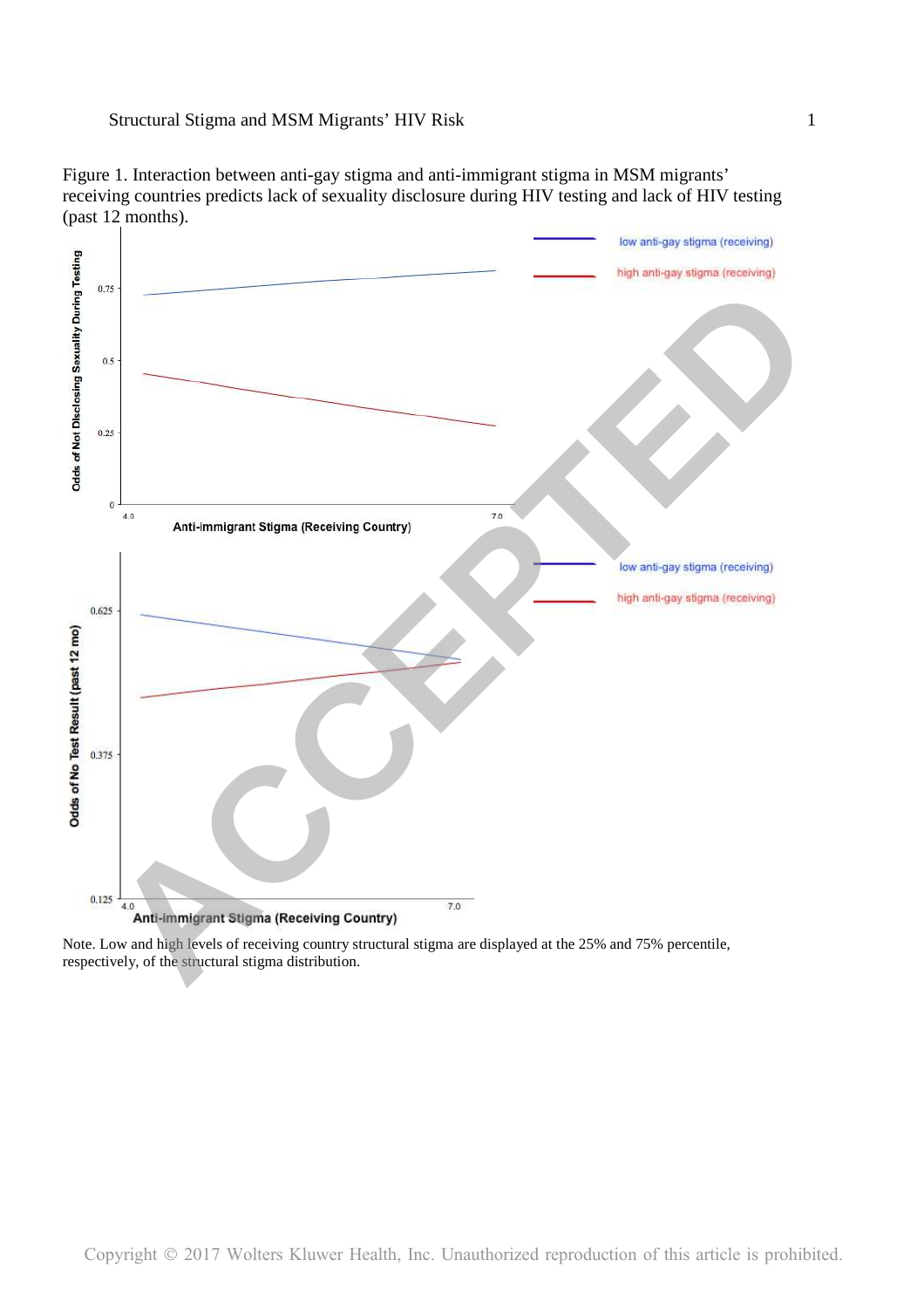Figure 1. Interaction between anti-gay stigma and anti-immigrant stigma in MSM migrants' receiving countries predicts lack of sexuality disclosure during HIV testing and lack of HIV testing (past 12 months).

Note. Low and high levels of receiving country structural stigma are displayed at the 25% and 75% percentile, respectively, of the structural stigma distribution.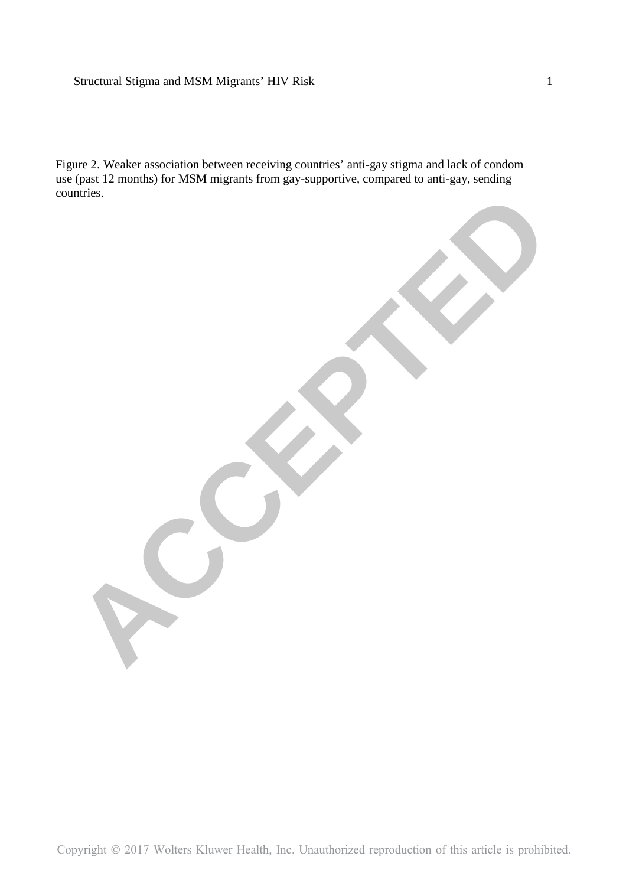Figure 2. Weaker association between receiving countries' anti-gay stigma and lack of condom use (past 12 months) for MSM migrants from gay-supportive, compared to anti-gay, sending countries.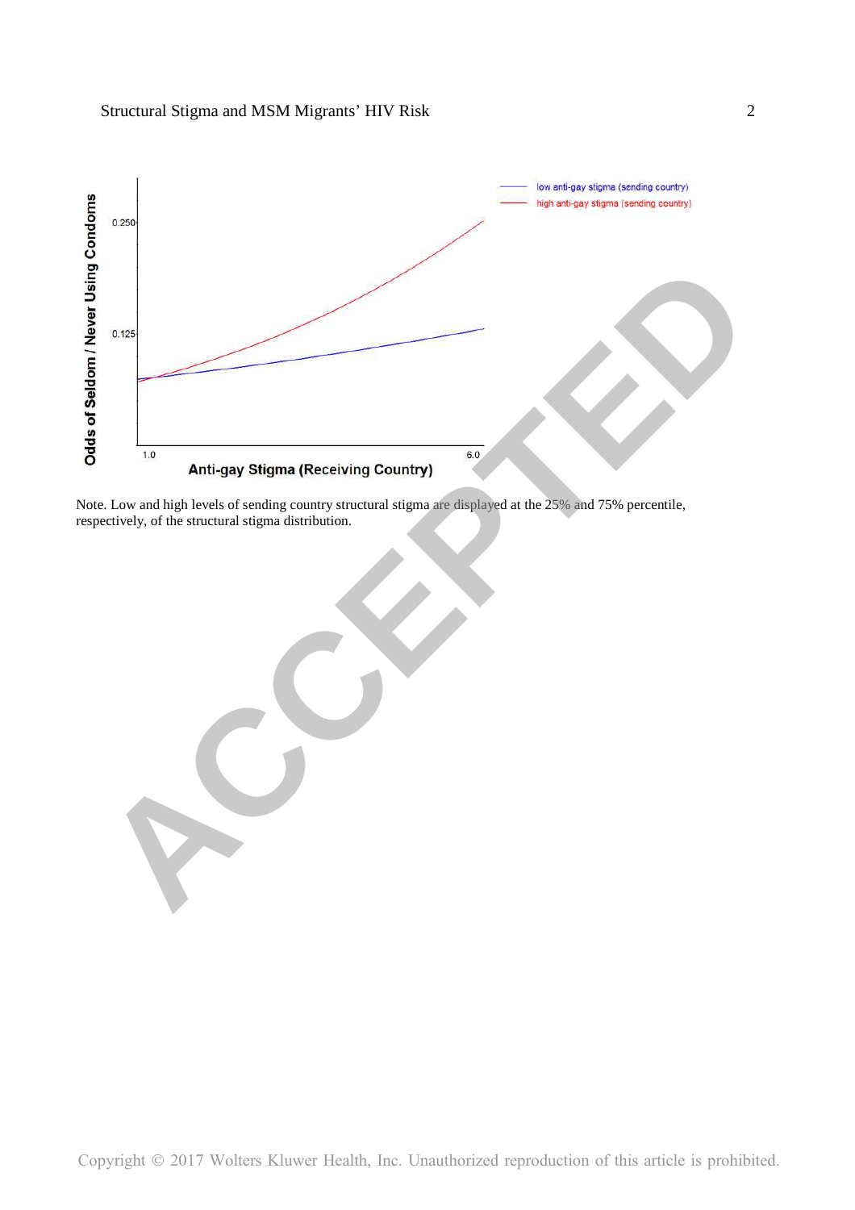Note. Low and high levels of sending country structural stigma are displayed at the 25% and 75% percentile, respectively, of the structural stigma distribution.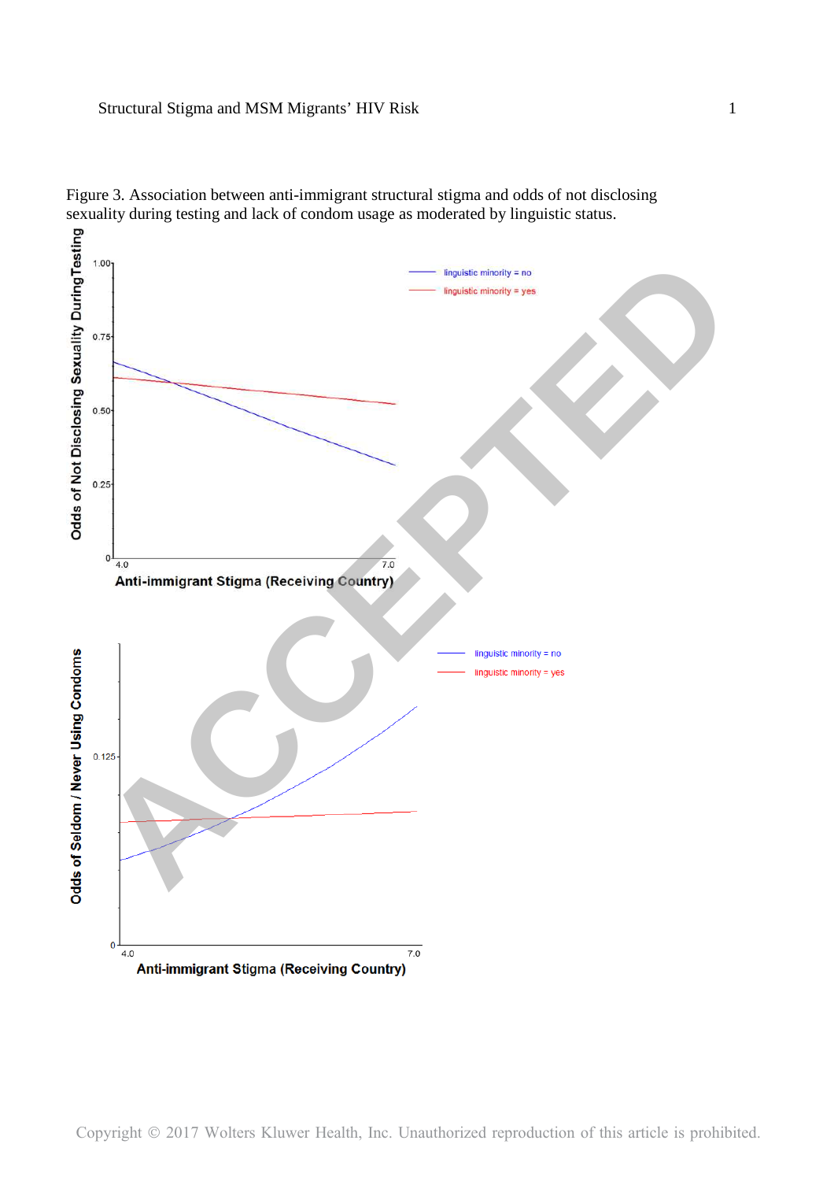Figure 3. Association between anti-immigrant structural stigma and odds of not disclosing sexuality during testing and lack of condom usage as moderated by linguistic status.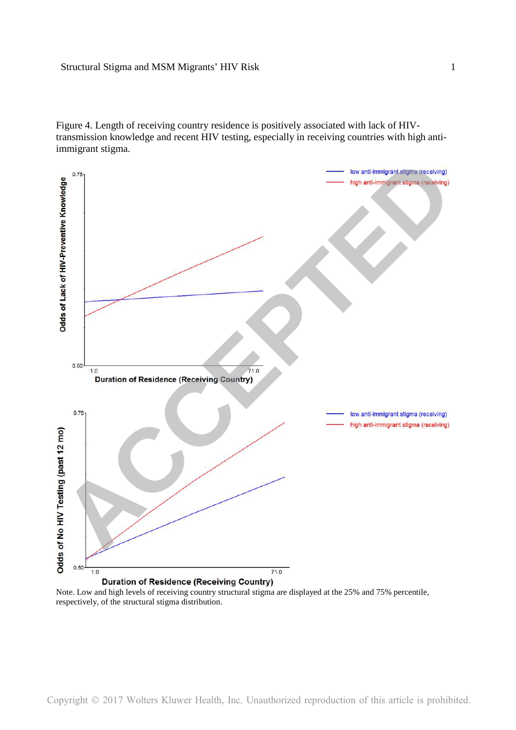Figure 4. Length of receiving country residence is positively associated with lack of HIV-transmission knowledge and recent HIV testing, especially in receiving countries with high anti-immigrant stigma.

Odds of Lack of HIV-Preventive Knowledge

0.75

0.50

1.0

71.0

Duration of Residence (Receiving Country)

low anti-immigrant stigma (receiving)

high anti-immigrant stigma (receiving)

Odds of No HIV Testing (past 12 mo)

0.75

0.50

1.0

71.0

Duration of Residence (Receiving Country)

low anti-immigrant stigma (receiving)

high anti-immigrant stigma (receiving)

Note. Low and high levels of receiving country structural stigma are displayed at the 25% and 75% percentile, respectively, of the structural stigma distribution.